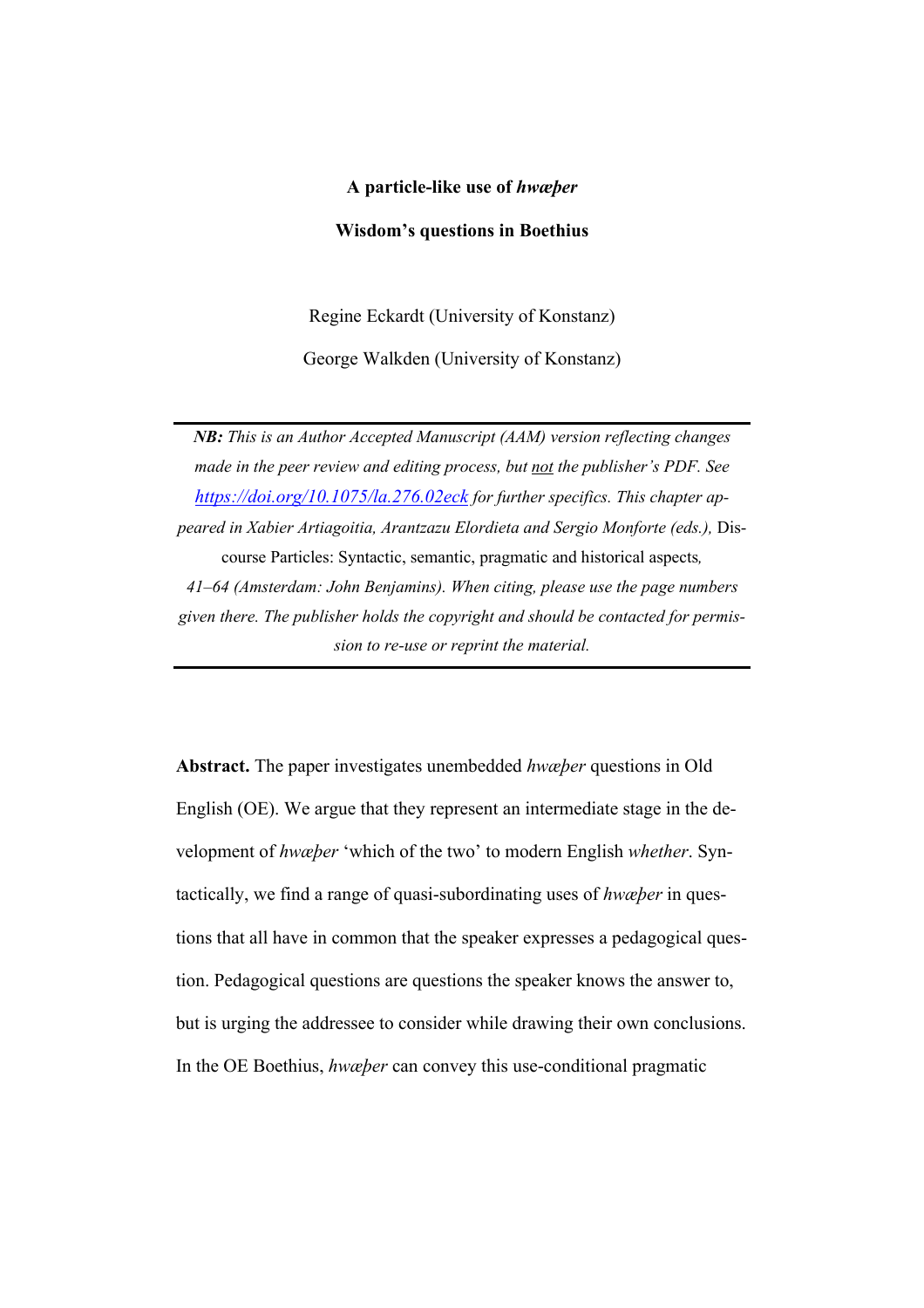# A particle-like use of *hwæþer*

## Wisdom's questions in Boethius

Regine Eckardt (University of Konstanz)

George Walkden (University of Konstanz)

---

***NB:*** *This is an Author Accepted Manuscript (AAM) version reflecting changes made in the peer review and editing process, but* not *the publisher's PDF. See [https://doi.org/10.1075/la.276.02eck](https://doi.org/10.1075/la.276.02eck) for further specifics. This chapter appeared in Xabier Artiagoitia, Arantzazu Elordieta and Sergio Monforte (eds.),* Discourse Particles: Syntactic, semantic, pragmatic and historical aspects*, 41–64 (Amsterdam: John Benjamins). When citing, please use the page numbers given there. The publisher holds the copyright and should be contacted for permission to re-use or reprint the material.*

---

**Abstract.** The paper investigates unembedded *hwæþer* questions in Old English (OE). We argue that they represent an intermediate stage in the development of *hwæþer* 'which of the two' to modern English *whether*. Syntactically, we find a range of quasi-subordinating uses of *hwæþer* in questions that all have in common that the speaker expresses a pedagogical question. Pedagogical questions are questions the speaker knows the answer to, but is urging the addressee to consider while drawing their own conclusions. In the OE Boethius, *hwæþer* can convey this use-conditional pragmatic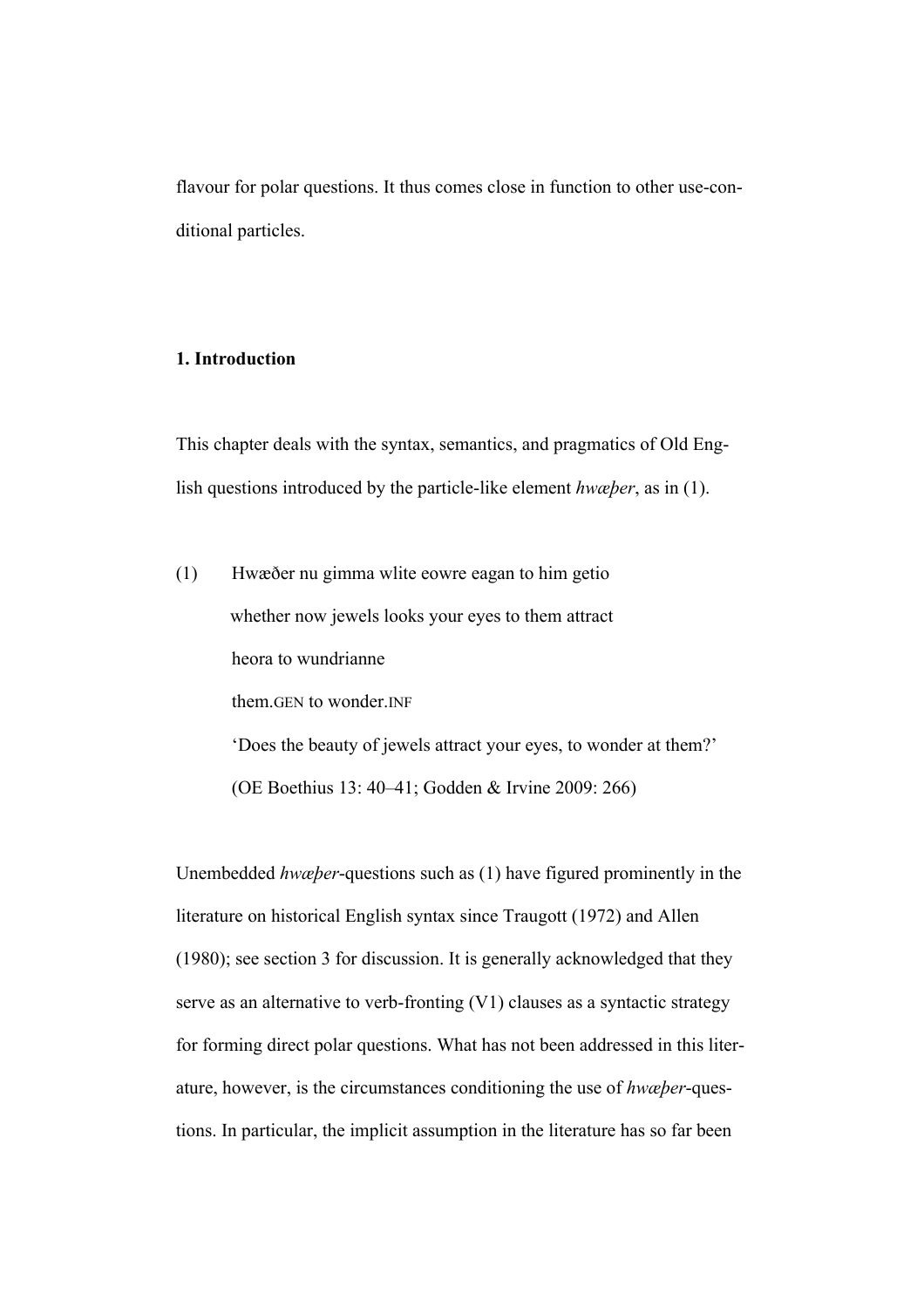flavour for polar questions. It thus comes close in function to other use-conditional particles.

## 1. Introduction

This chapter deals with the syntax, semantics, and pragmatics of Old English questions introduced by the particle-like element *hwæþer*, as in (1).

(1) Hwæðer nu gimma wlite eowre eagan to him getio
whether now jewels looks your eyes to them attract
heora to wundrianne
them.GEN to wonder.INF
'Does the beauty of jewels attract your eyes, to wonder at them?'
(OE Boethius 13: 40–41; Godden & Irvine 2009: 266)

Unembedded *hwæþer*-questions such as (1) have figured prominently in the literature on historical English syntax since Traugott (1972) and Allen (1980); see section 3 for discussion. It is generally acknowledged that they serve as an alternative to verb-fronting (V1) clauses as a syntactic strategy for forming direct polar questions. What has not been addressed in this literature, however, is the circumstances conditioning the use of *hwæþer*-questions. In particular, the implicit assumption in the literature has so far been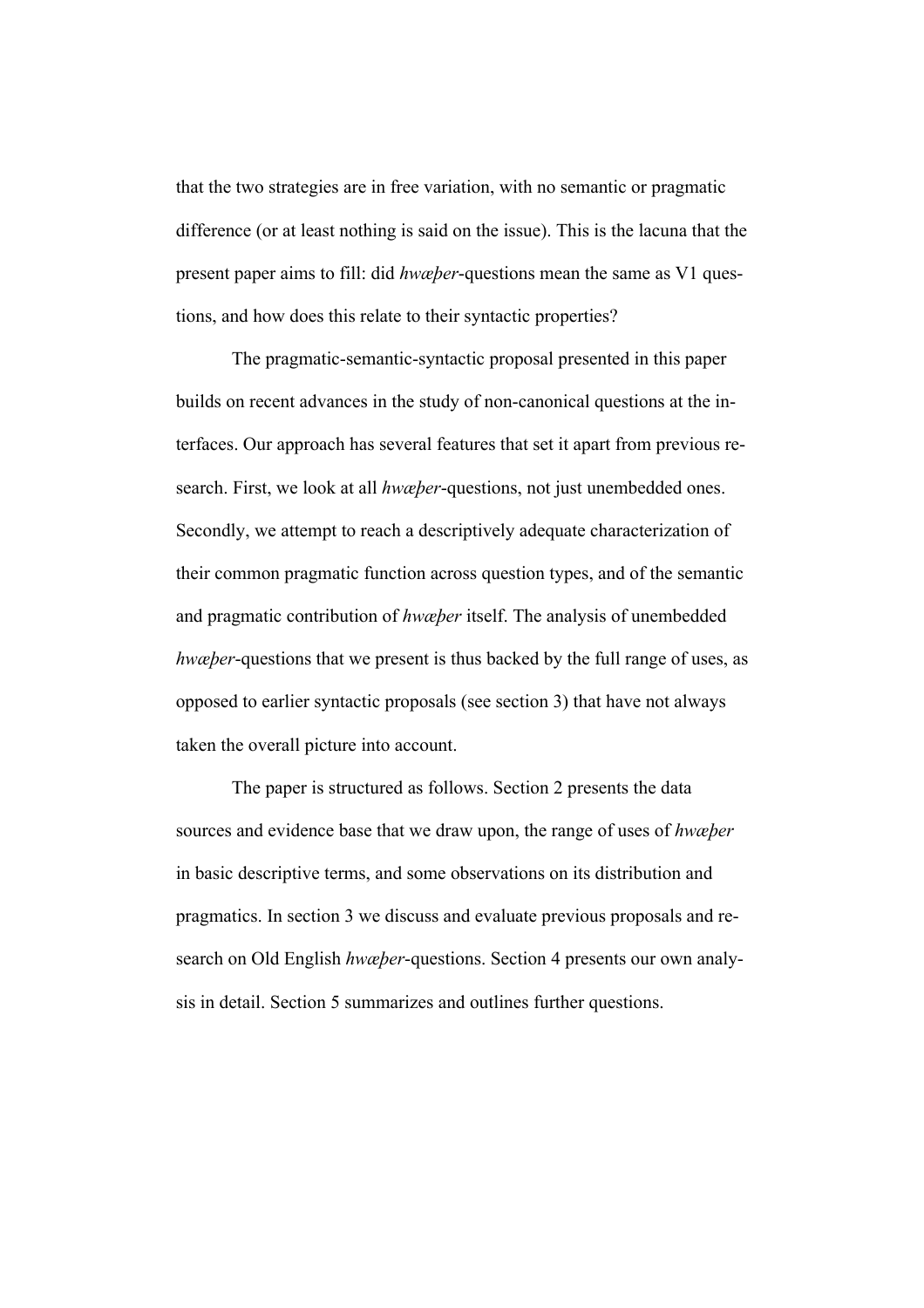that the two strategies are in free variation, with no semantic or pragmatic difference (or at least nothing is said on the issue). This is the lacuna that the present paper aims to fill: did *hwæþer*-questions mean the same as V1 questions, and how does this relate to their syntactic properties?

The pragmatic-semantic-syntactic proposal presented in this paper builds on recent advances in the study of non-canonical questions at the interfaces. Our approach has several features that set it apart from previous research. First, we look at all *hwæþer*-questions, not just unembedded ones. Secondly, we attempt to reach a descriptively adequate characterization of their common pragmatic function across question types, and of the semantic and pragmatic contribution of *hwæþer* itself. The analysis of unembedded *hwæþer*-questions that we present is thus backed by the full range of uses, as opposed to earlier syntactic proposals (see section 3) that have not always taken the overall picture into account.

The paper is structured as follows. Section 2 presents the data sources and evidence base that we draw upon, the range of uses of *hwæþer* in basic descriptive terms, and some observations on its distribution and pragmatics. In section 3 we discuss and evaluate previous proposals and research on Old English *hwæþer*-questions. Section 4 presents our own analysis in detail. Section 5 summarizes and outlines further questions.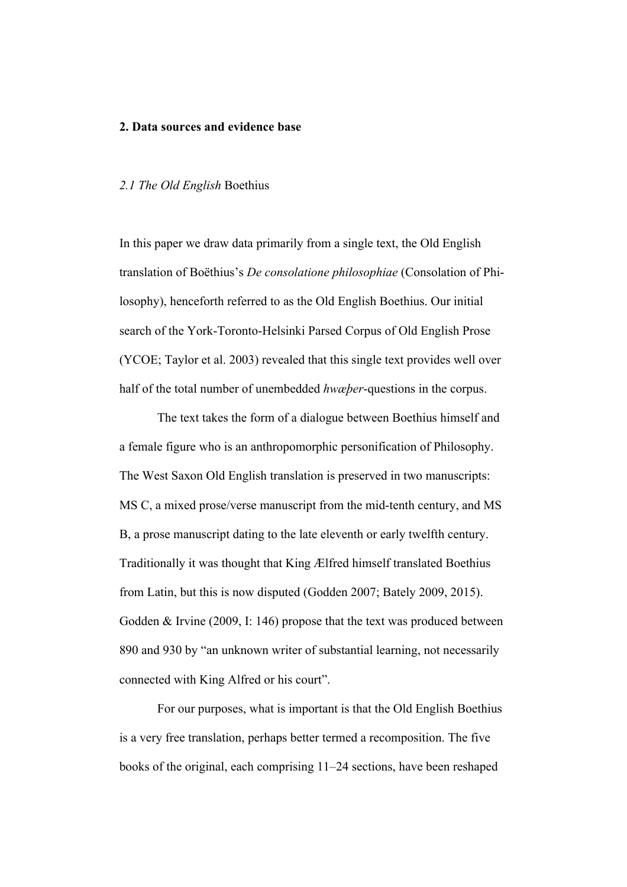**2. Data sources and evidence base**

*2.1 The Old English* Boethius

In this paper we draw data primarily from a single text, the Old English translation of Boëthius's *De consolatione philosophiae* (Consolation of Philosophy), henceforth referred to as the Old English Boethius. Our initial search of the York-Toronto-Helsinki Parsed Corpus of Old English Prose (YCOE; Taylor et al. 2003) revealed that this single text provides well over half of the total number of unembedded *hwæþer*-questions in the corpus.

The text takes the form of a dialogue between Boethius himself and a female figure who is an anthropomorphic personification of Philosophy. The West Saxon Old English translation is preserved in two manuscripts: MS C, a mixed prose/verse manuscript from the mid-tenth century, and MS B, a prose manuscript dating to the late eleventh or early twelfth century. Traditionally it was thought that King Ælfred himself translated Boethius from Latin, but this is now disputed (Godden 2007; Bately 2009, 2015). Godden & Irvine (2009, I: 146) propose that the text was produced between 890 and 930 by "an unknown writer of substantial learning, not necessarily connected with King Alfred or his court".

For our purposes, what is important is that the Old English Boethius is a very free translation, perhaps better termed a recomposition. The five books of the original, each comprising 11–24 sections, have been reshaped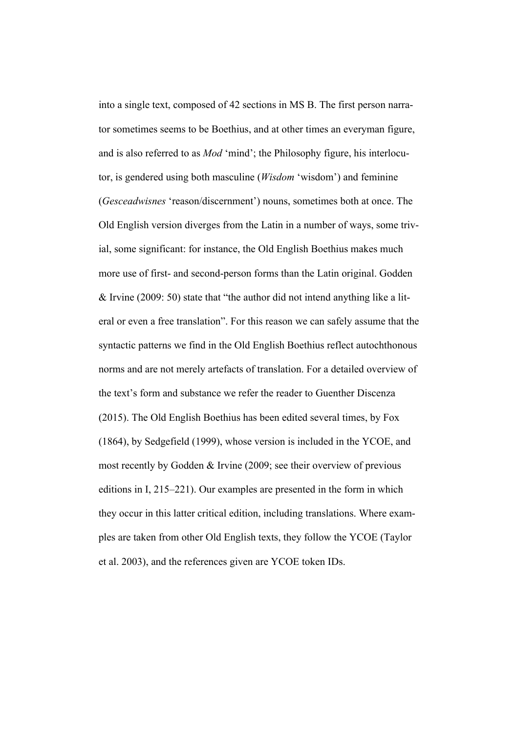into a single text, composed of 42 sections in MS B. The first person narrator sometimes seems to be Boethius, and at other times an everyman figure, and is also referred to as *Mod* 'mind'; the Philosophy figure, his interlocutor, is gendered using both masculine (*Wisdom* 'wisdom') and feminine (*Gesceadwisnes* 'reason/discernment') nouns, sometimes both at once. The Old English version diverges from the Latin in a number of ways, some trivial, some significant: for instance, the Old English Boethius makes much more use of first- and second-person forms than the Latin original. Godden & Irvine (2009: 50) state that "the author did not intend anything like a literal or even a free translation". For this reason we can safely assume that the syntactic patterns we find in the Old English Boethius reflect autochthonous norms and are not merely artefacts of translation. For a detailed overview of the text's form and substance we refer the reader to Guenther Discenza (2015). The Old English Boethius has been edited several times, by Fox (1864), by Sedgefield (1999), whose version is included in the YCOE, and most recently by Godden & Irvine (2009; see their overview of previous editions in I, 215–221). Our examples are presented in the form in which they occur in this latter critical edition, including translations. Where examples are taken from other Old English texts, they follow the YCOE (Taylor et al. 2003), and the references given are YCOE token IDs.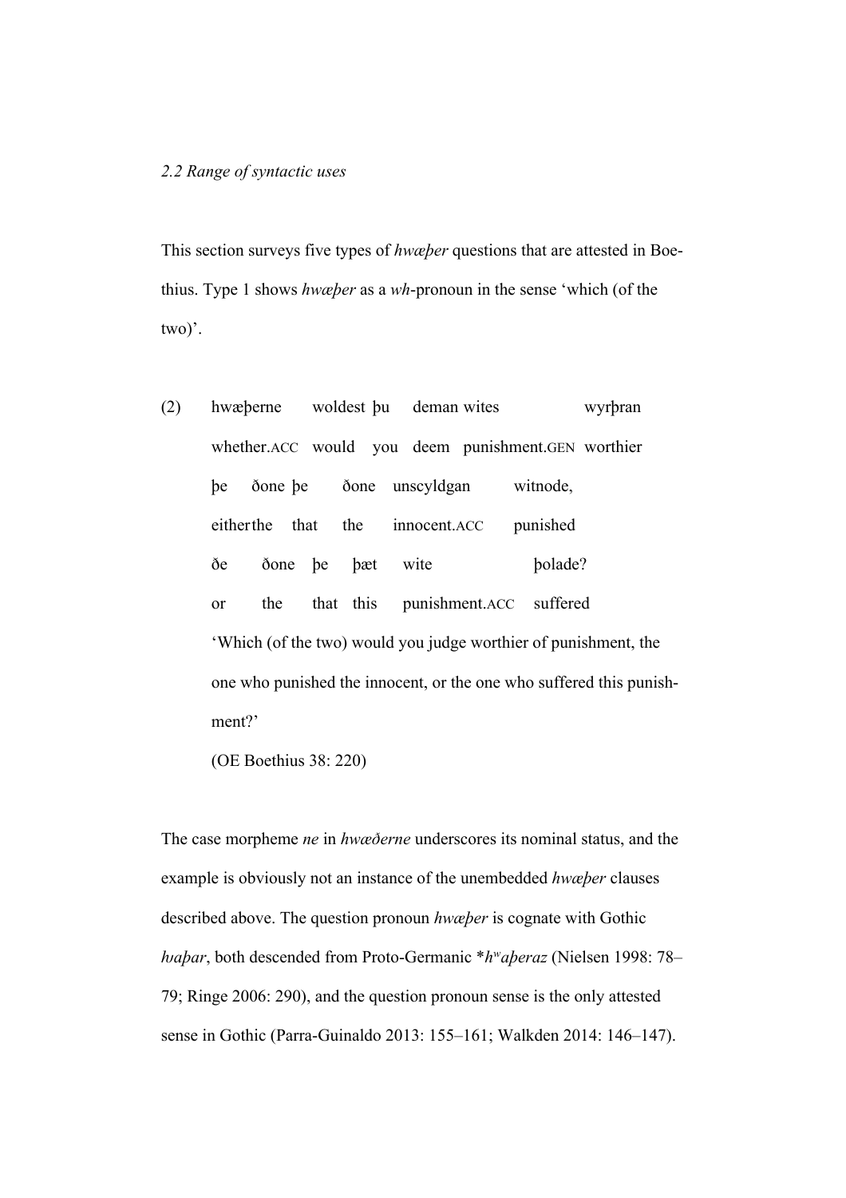*2.2 Range of syntactic uses*

This section surveys five types of *hwæþer* questions that are attested in Boethius. Type 1 shows *hwæþer* as a *wh*-pronoun in the sense 'which (of the two)'.

(2) hwæþerne woldest þu deman wites wyrþran
whether.ACC would you deem punishment.GEN worthier
þe ðone þe ðone unscyldgan witnode,
either the that the innocent.ACC punished
ðe ðone þe þæt wite þolade?
or the that this punishment.ACC suffered
'Which (of the two) would you judge worthier of punishment, the one who punished the innocent, or the one who suffered this punishment?'
(OE Boethius 38: 220)

The case morpheme *ne* in *hwæðerne* underscores its nominal status, and the example is obviously not an instance of the unembedded *hwæþer* clauses described above. The question pronoun *hwæþer* is cognate with Gothic *hvaþar*, both descended from Proto-Germanic \**hʷaþeraz* (Nielsen 1998: 78–79; Ringe 2006: 290), and the question pronoun sense is the only attested sense in Gothic (Parra-Guinaldo 2013: 155–161; Walkden 2014: 146–147).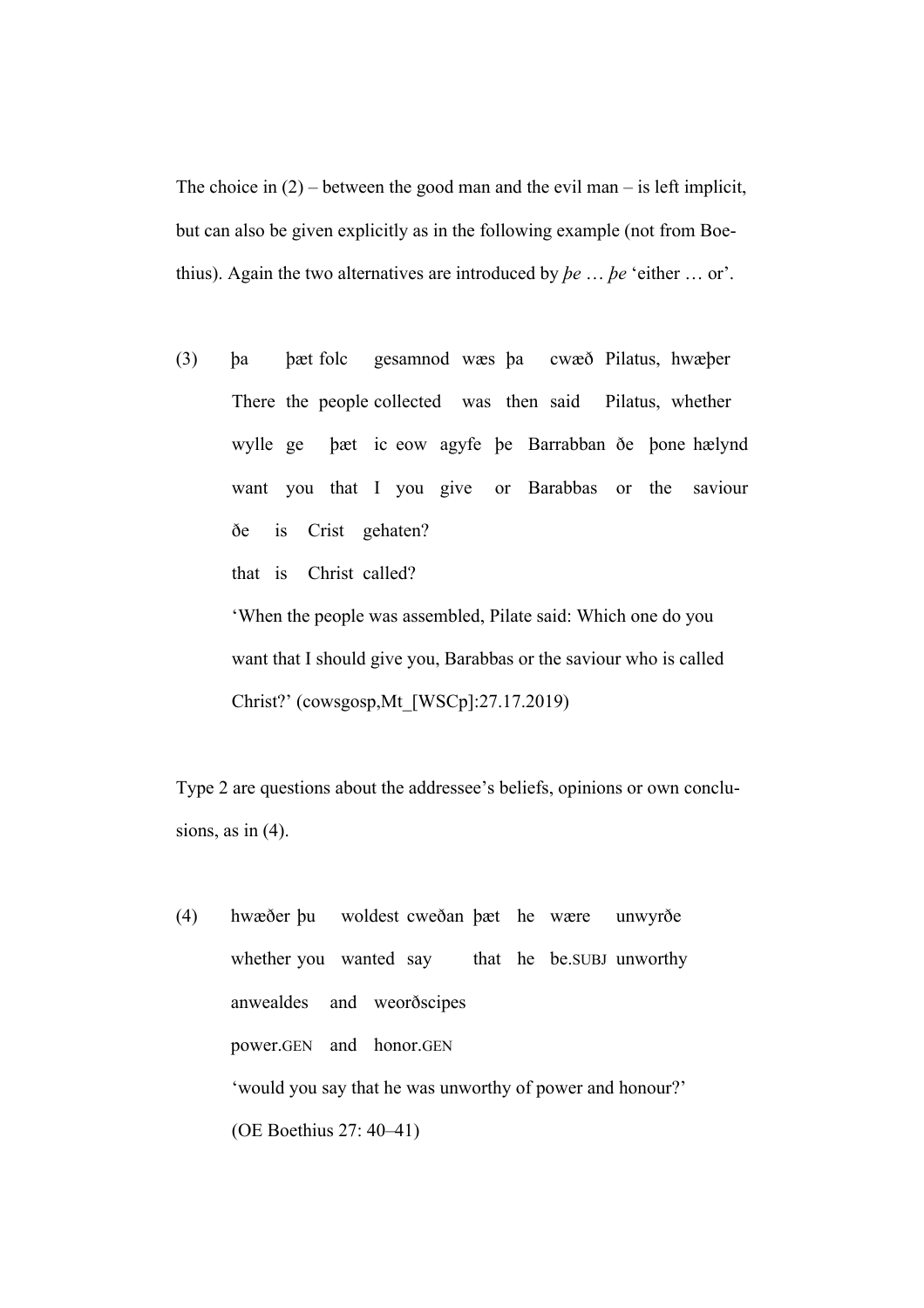The choice in (2) – between the good man and the evil man – is left implicit, but can also be given explicitly as in the following example (not from Boethius). Again the two alternatives are introduced by *þe* … *þe* 'either … or'.

(3) þa þæt folc gesamnod wæs þa cwæð Pilatus, hwæþer
There the people collected was then said Pilatus, whether
wylle ge þæt ic eow agyfe þe Barrabban ðe þone hælynd
want you that I you give or Barabbas or the saviour
ðe is Crist gehaten?
that is Christ called?
'When the people was assembled, Pilate said: Which one do you want that I should give you, Barabbas or the saviour who is called Christ?' (cowsgosp,Mt_[WSCp]:27.17.2019)

Type 2 are questions about the addressee's beliefs, opinions or own conclusions, as in (4).

(4) hwæðer þu woldest cweðan þæt he wære unwyrðe
whether you wanted say that he be.SUBJ unworthy
anwealdes and weorðscipes
power.GEN and honor.GEN
'would you say that he was unworthy of power and honour?'
(OE Boethius 27: 40–41)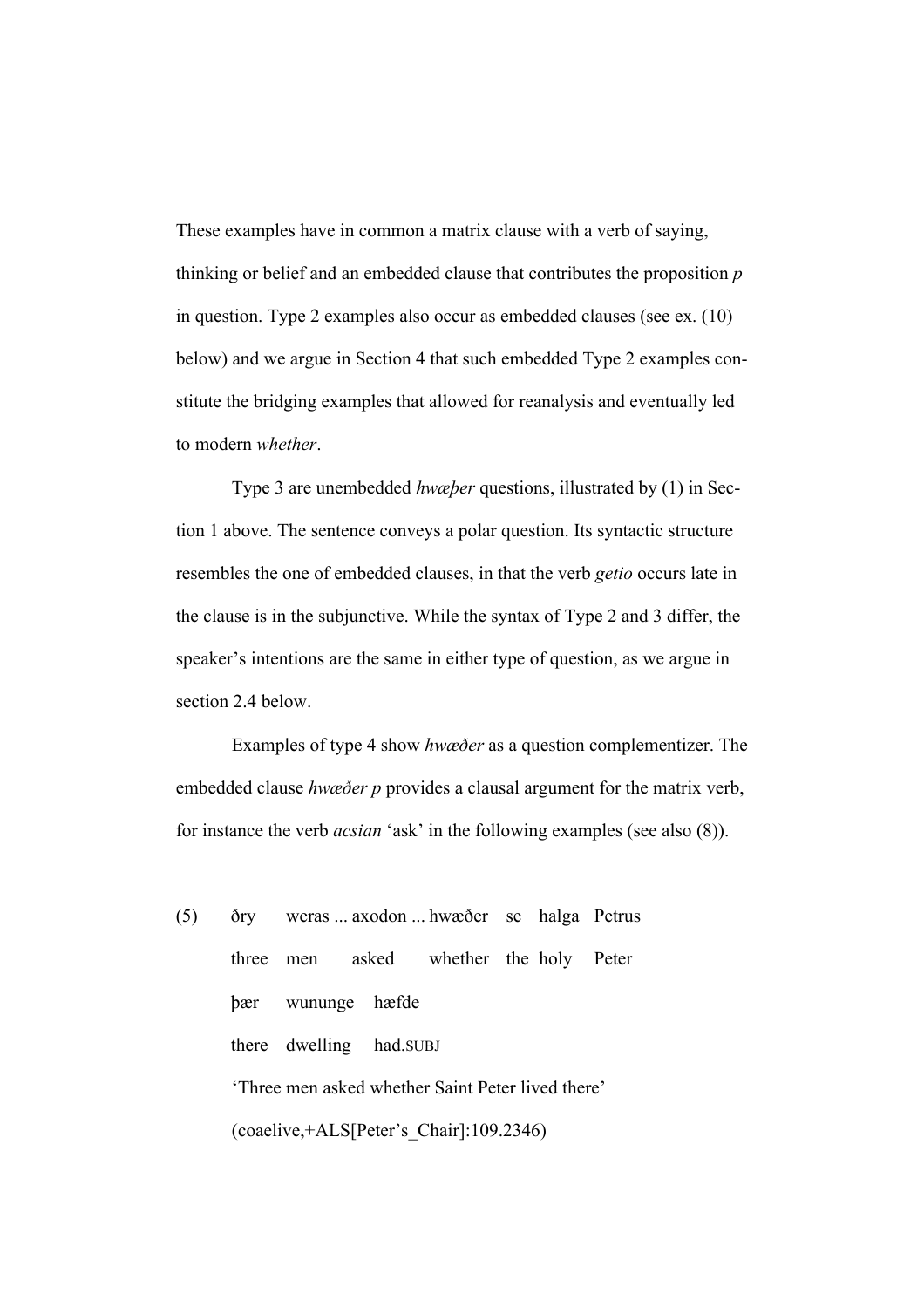These examples have in common a matrix clause with a verb of saying, thinking or belief and an embedded clause that contributes the proposition *p* in question. Type 2 examples also occur as embedded clauses (see ex. (10) below) and we argue in Section 4 that such embedded Type 2 examples constitute the bridging examples that allowed for reanalysis and eventually led to modern *whether*.

Type 3 are unembedded *hwæþer* questions, illustrated by (1) in Section 1 above. The sentence conveys a polar question. Its syntactic structure resembles the one of embedded clauses, in that the verb *getio* occurs late in the clause is in the subjunctive. While the syntax of Type 2 and 3 differ, the speaker's intentions are the same in either type of question, as we argue in section 2.4 below.

Examples of type 4 show *hwæðer* as a question complementizer. The embedded clause *hwæðer p* provides a clausal argument for the matrix verb, for instance the verb *acsian* 'ask' in the following examples (see also (8)).

(5) ðry weras ... axodon ... hwæðer se halga Petrus
three men asked whether the holy Peter
þær wununge hæfde
there dwelling had.SUBJ
'Three men asked whether Saint Peter lived there'
(coaelive,+ALS[Peter's_Chair]:109.2346)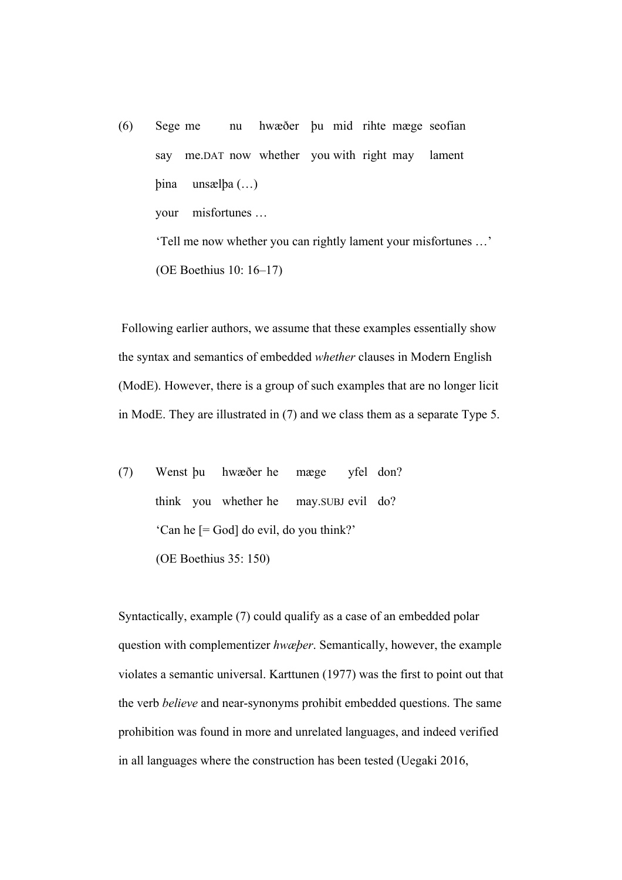(6) Sege me nu hwæðer þu mid rihte mæge seofian
say me.DAT now whether you with right may lament
þina unsælþa (…)
your misfortunes …
'Tell me now whether you can rightly lament your misfortunes …'
(OE Boethius 10: 16–17)

Following earlier authors, we assume that these examples essentially show the syntax and semantics of embedded *whether* clauses in Modern English (ModE). However, there is a group of such examples that are no longer licit in ModE. They are illustrated in (7) and we class them as a separate Type 5.

(7) Wenst þu hwæðer he mæge yfel don?
think you whether he may.SUBJ evil do?
'Can he [= God] do evil, do you think?'
(OE Boethius 35: 150)

Syntactically, example (7) could qualify as a case of an embedded polar question with complementizer *hwæþer*. Semantically, however, the example violates a semantic universal. Karttunen (1977) was the first to point out that the verb *believe* and near-synonyms prohibit embedded questions. The same prohibition was found in more and unrelated languages, and indeed verified in all languages where the construction has been tested (Uegaki 2016,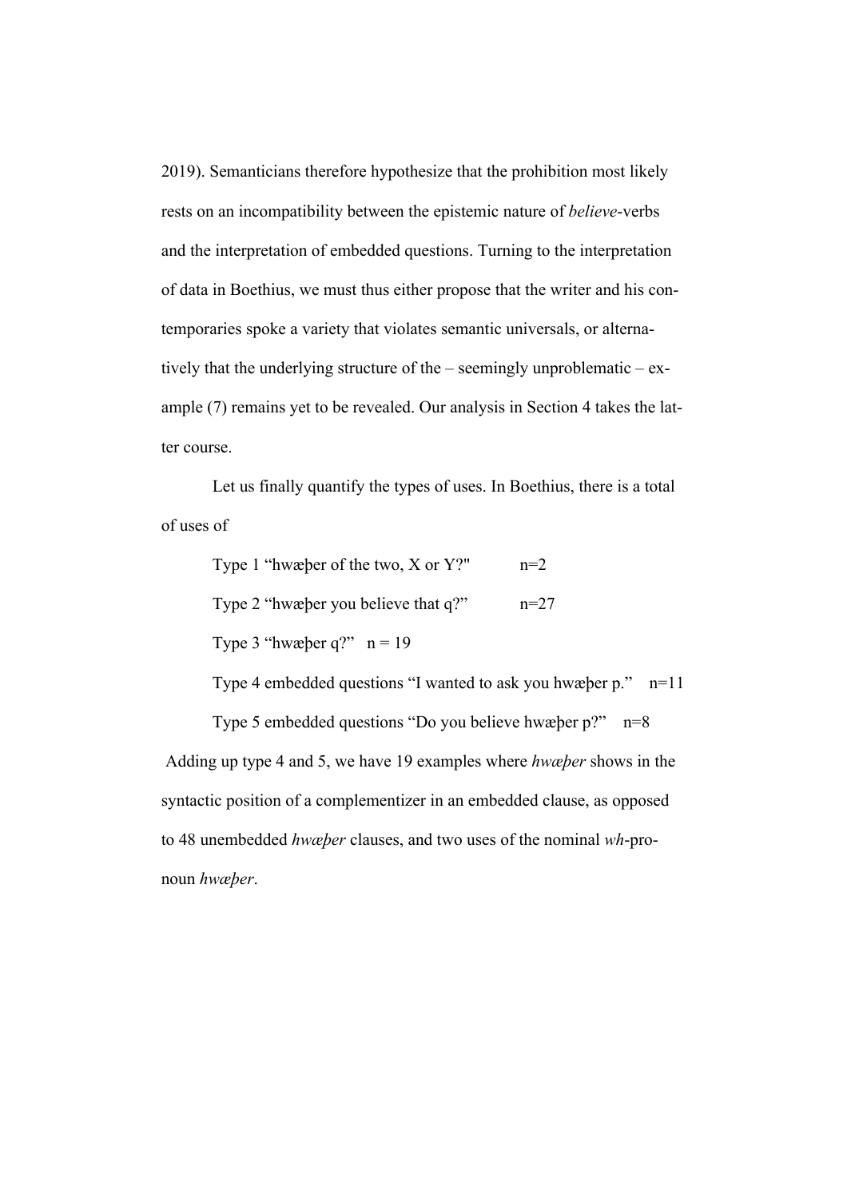2019). Semanticians therefore hypothesize that the prohibition most likely rests on an incompatibility between the epistemic nature of *believe*-verbs and the interpretation of embedded questions. Turning to the interpretation of data in Boethius, we must thus either propose that the writer and his contemporaries spoke a variety that violates semantic universals, or alternatively that the underlying structure of the – seemingly unproblematic – example (7) remains yet to be revealed. Our analysis in Section 4 takes the latter course.

Let us finally quantify the types of uses. In Boethius, there is a total of uses of

Type 1 “hwæþer of the two, X or Y?" n=2

Type 2 “hwæþer you believe that q?” n=27

Type 3 “hwæþer q?” n = 19

Type 4 embedded questions “I wanted to ask you hwæþer p.” n=11

Type 5 embedded questions “Do you believe hwæþer p?” n=8

Adding up type 4 and 5, we have 19 examples where *hwæþer* shows in the syntactic position of a complementizer in an embedded clause, as opposed to 48 unembedded *hwæþer* clauses, and two uses of the nominal *wh*-pronoun *hwæþer*.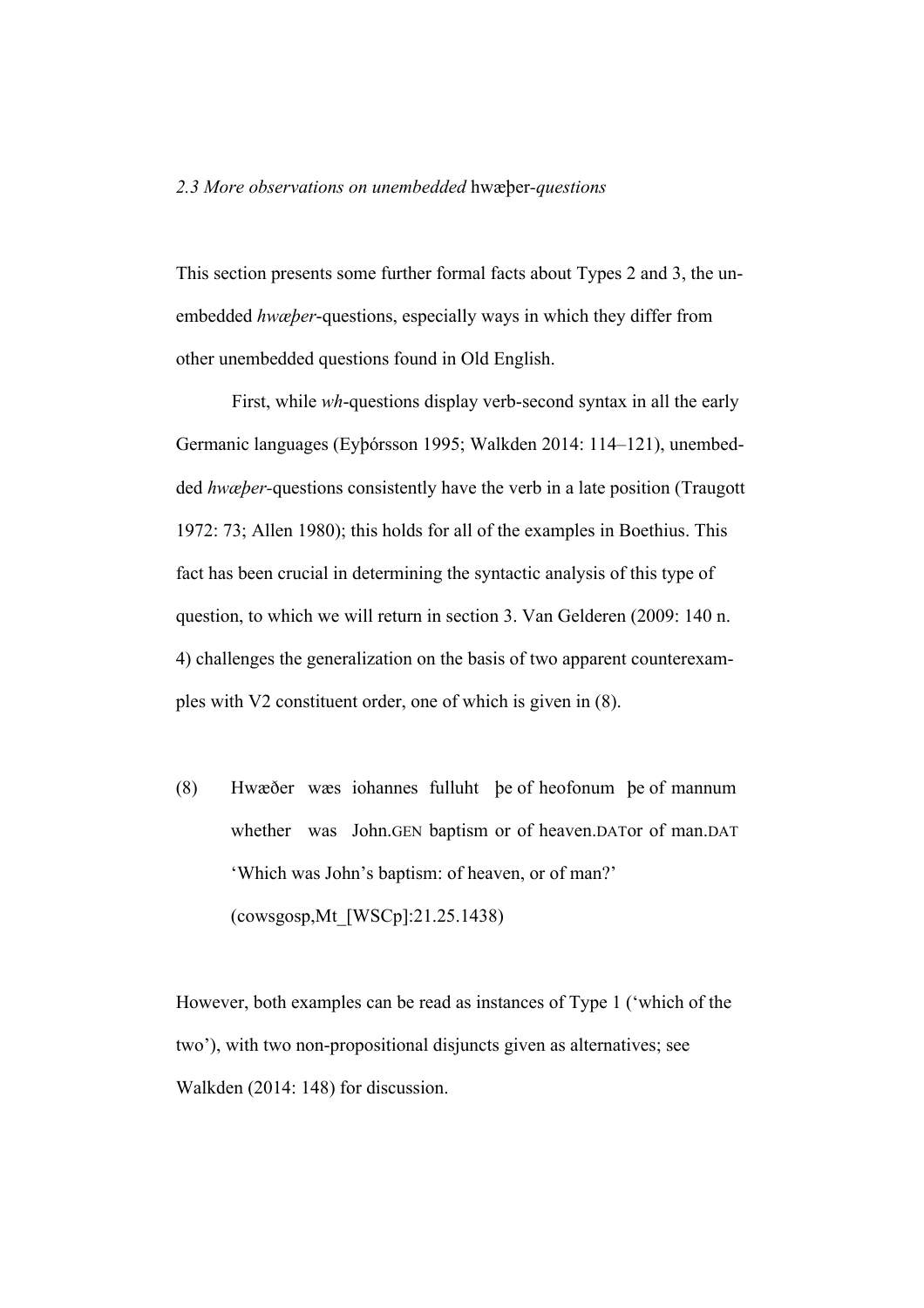*2.3 More observations on unembedded* hwæþer*-questions*

This section presents some further formal facts about Types 2 and 3, the unembedded *hwæþer*-questions, especially ways in which they differ from other unembedded questions found in Old English.

First, while *wh*-questions display verb-second syntax in all the early Germanic languages (Eyþórsson 1995; Walkden 2014: 114–121), unembedded *hwæþer*-questions consistently have the verb in a late position (Traugott 1972: 73; Allen 1980); this holds for all of the examples in Boethius. This fact has been crucial in determining the syntactic analysis of this type of question, to which we will return in section 3. Van Gelderen (2009: 140 n. 4) challenges the generalization on the basis of two apparent counterexamples with V2 constituent order, one of which is given in (8).

(8) Hwæðer wæs iohannes fulluht þe of heofonum þe of mannum
whether was John.GEN baptism or of heaven.DAT or of man.DAT
'Which was John's baptism: of heaven, or of man?'
(cowsgosp,Mt_[WSCp]:21.25.1438)

However, both examples can be read as instances of Type 1 ('which of the two'), with two non-propositional disjuncts given as alternatives; see Walkden (2014: 148) for discussion.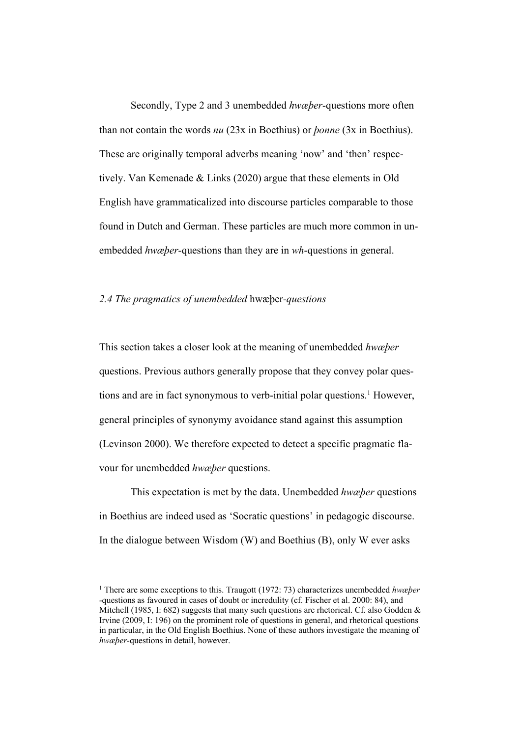Secondly, Type 2 and 3 unembedded *hwæþer*-questions more often than not contain the words *nu* (23x in Boethius) or *þonne* (3x in Boethius). These are originally temporal adverbs meaning 'now' and 'then' respectively. Van Kemenade & Links (2020) argue that these elements in Old English have grammaticalized into discourse particles comparable to those found in Dutch and German. These particles are much more common in unembedded *hwæþer*-questions than they are in *wh*-questions in general.

### *2.4 The pragmatics of unembedded* hwæþer*-questions*

This section takes a closer look at the meaning of unembedded *hwæþer* questions. Previous authors generally propose that they convey polar questions and are in fact synonymous to verb-initial polar questions.[1] However, general principles of synonymy avoidance stand against this assumption (Levinson 2000). We therefore expected to detect a specific pragmatic flavour for unembedded *hwæþer* questions.

This expectation is met by the data. Unembedded *hwæþer* questions in Boethius are indeed used as 'Socratic questions' in pedagogic discourse. In the dialogue between Wisdom (W) and Boethius (B), only W ever asks

[1] There are some exceptions to this. Traugott (1972: 73) characterizes unembedded *hwæþer* -questions as favoured in cases of doubt or incredulity (cf. Fischer et al. 2000: 84), and Mitchell (1985, I: 682) suggests that many such questions are rhetorical. Cf. also Godden & Irvine (2009, I: 196) on the prominent role of questions in general, and rhetorical questions in particular, in the Old English Boethius. None of these authors investigate the meaning of *hwæþer*-questions in detail, however.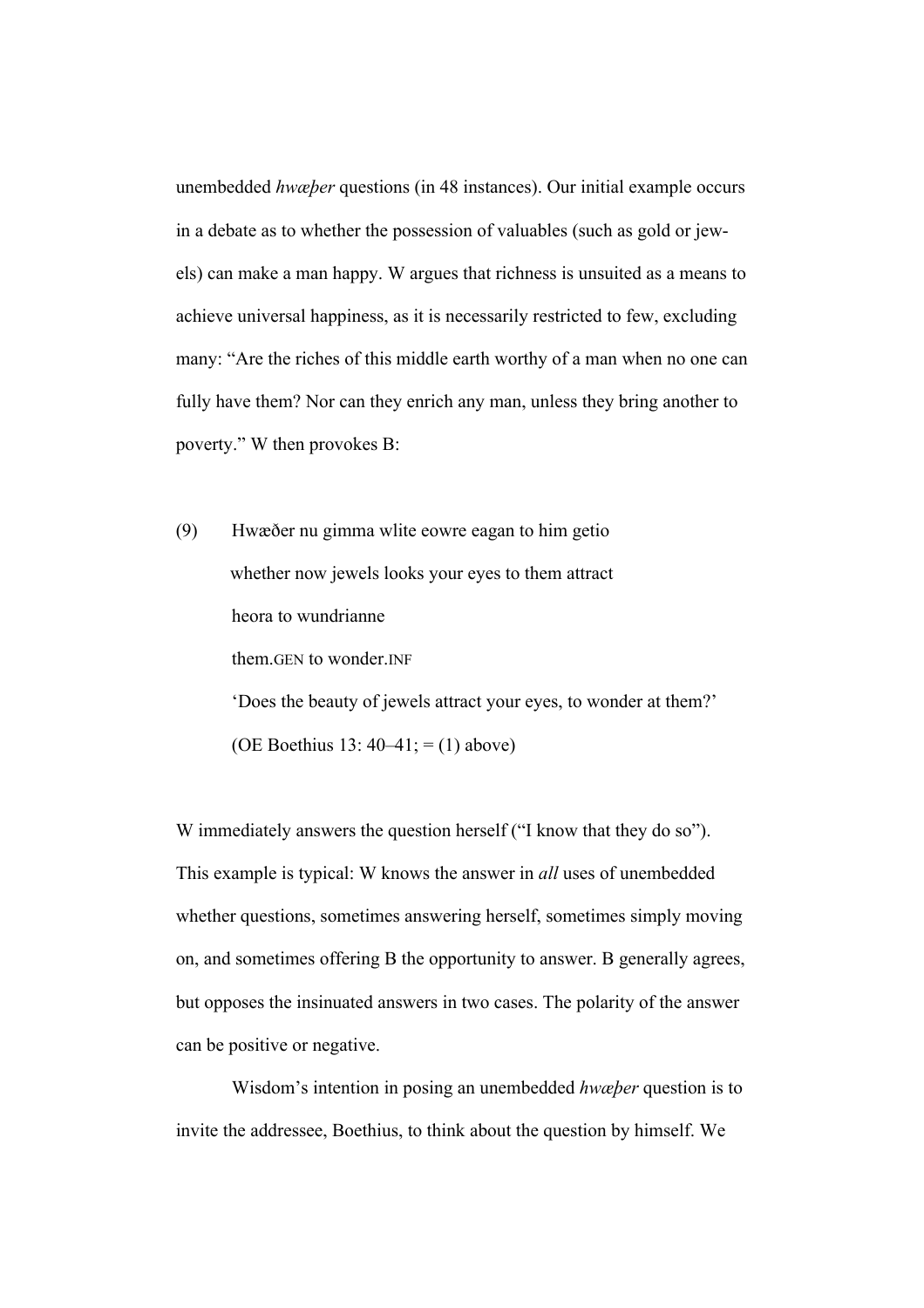unembedded *hwæþer* questions (in 48 instances). Our initial example occurs in a debate as to whether the possession of valuables (such as gold or jewels) can make a man happy. W argues that richness is unsuited as a means to achieve universal happiness, as it is necessarily restricted to few, excluding many: "Are the riches of this middle earth worthy of a man when no one can fully have them? Nor can they enrich any man, unless they bring another to poverty." W then provokes B:

(9) Hwæðer nu gimma wlite eowre eagan to him getio
 whether now jewels looks your eyes to them attract
 heora to wundrianne
 them.GEN to wonder.INF
 'Does the beauty of jewels attract your eyes, to wonder at them?'
 (OE Boethius 13: 40–41; = (1) above)

W immediately answers the question herself ("I know that they do so"). This example is typical: W knows the answer in *all* uses of unembedded whether questions, sometimes answering herself, sometimes simply moving on, and sometimes offering B the opportunity to answer. B generally agrees, but opposes the insinuated answers in two cases. The polarity of the answer can be positive or negative.

Wisdom's intention in posing an unembedded *hwæþer* question is to invite the addressee, Boethius, to think about the question by himself. We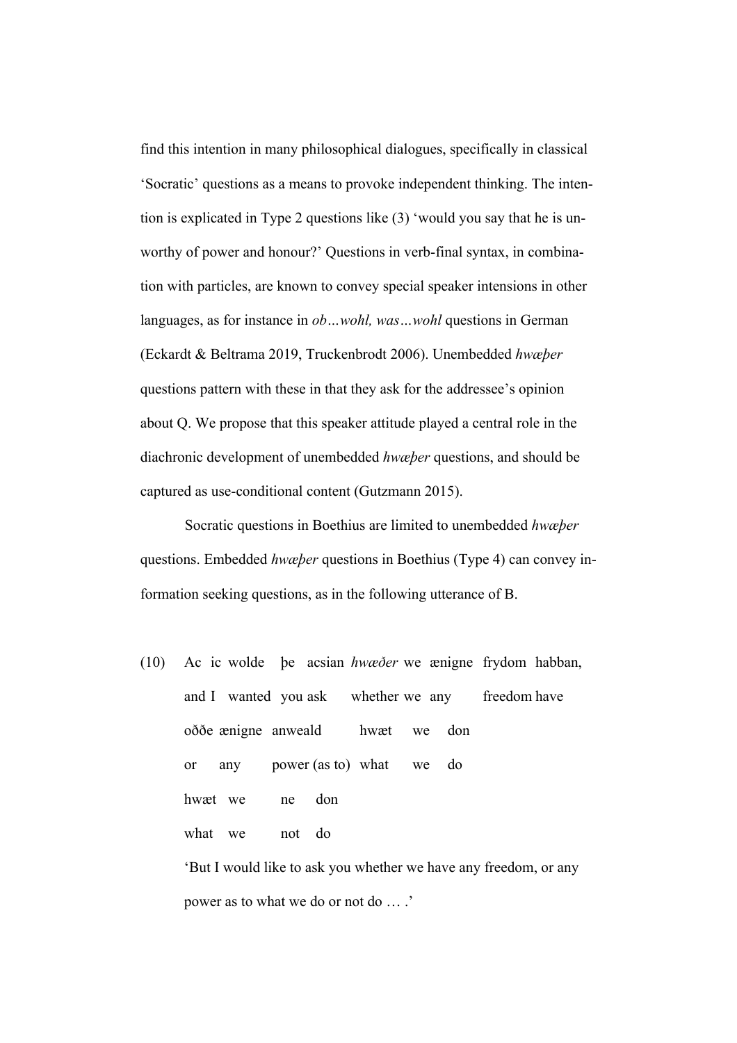find this intention in many philosophical dialogues, specifically in classical 'Socratic' questions as a means to provoke independent thinking. The intention is explicated in Type 2 questions like (3) 'would you say that he is unworthy of power and honour?' Questions in verb-final syntax, in combination with particles, are known to convey special speaker intensions in other languages, as for instance in *ob…wohl, was…wohl* questions in German (Eckardt & Beltrama 2019, Truckenbrodt 2006). Unembedded *hwæþer* questions pattern with these in that they ask for the addressee's opinion about Q. We propose that this speaker attitude played a central role in the diachronic development of unembedded *hwæþer* questions, and should be captured as use-conditional content (Gutzmann 2015).

Socratic questions in Boethius are limited to unembedded *hwæþer* questions. Embedded *hwæþer* questions in Boethius (Type 4) can convey information seeking questions, as in the following utterance of B.

(10) Ac ic wolde þe acsian *hwæðer* we ænigne frydom habban,
and I wanted you ask whether we any freedom have
oððe ænigne anweald hwæt we don
or any power (as to) what we do
hwæt we ne don
what we not do
'But I would like to ask you whether we have any freedom, or any power as to what we do or not do … .'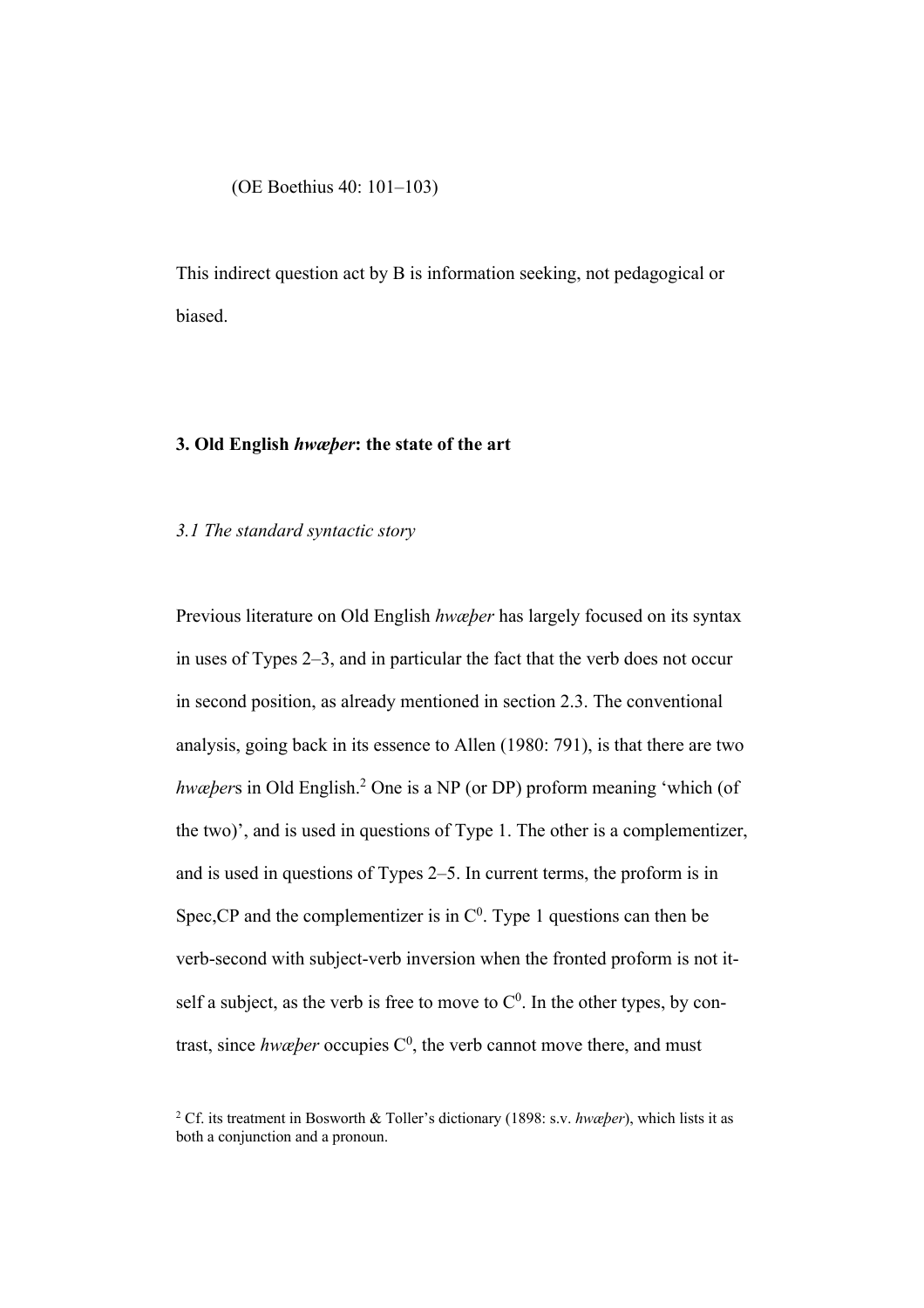(OE Boethius 40: 101–103)

This indirect question act by B is information seeking, not pedagogical or biased.

## 3. Old English *hwæþer*: the state of the art

### *3.1 The standard syntactic story*

Previous literature on Old English *hwæþer* has largely focused on its syntax in uses of Types 2–3, and in particular the fact that the verb does not occur in second position, as already mentioned in section 2.3. The conventional analysis, going back in its essence to Allen (1980: 791), is that there are two *hwæþer*s in Old English.[2] One is a NP (or DP) proform meaning 'which (of the two)', and is used in questions of Type 1. The other is a complementizer, and is used in questions of Types 2–5. In current terms, the proform is in Spec,CP and the complementizer is in $C^0$. Type 1 questions can then be verb-second with subject-verb inversion when the fronted proform is not itself a subject, as the verb is free to move to $C^0$. In the other types, by contrast, since *hwæþer* occupies $C^0$, the verb cannot move there, and must

[2] Cf. its treatment in Bosworth & Toller's dictionary (1898: s.v. *hwæþer*), which lists it as both a conjunction and a pronoun.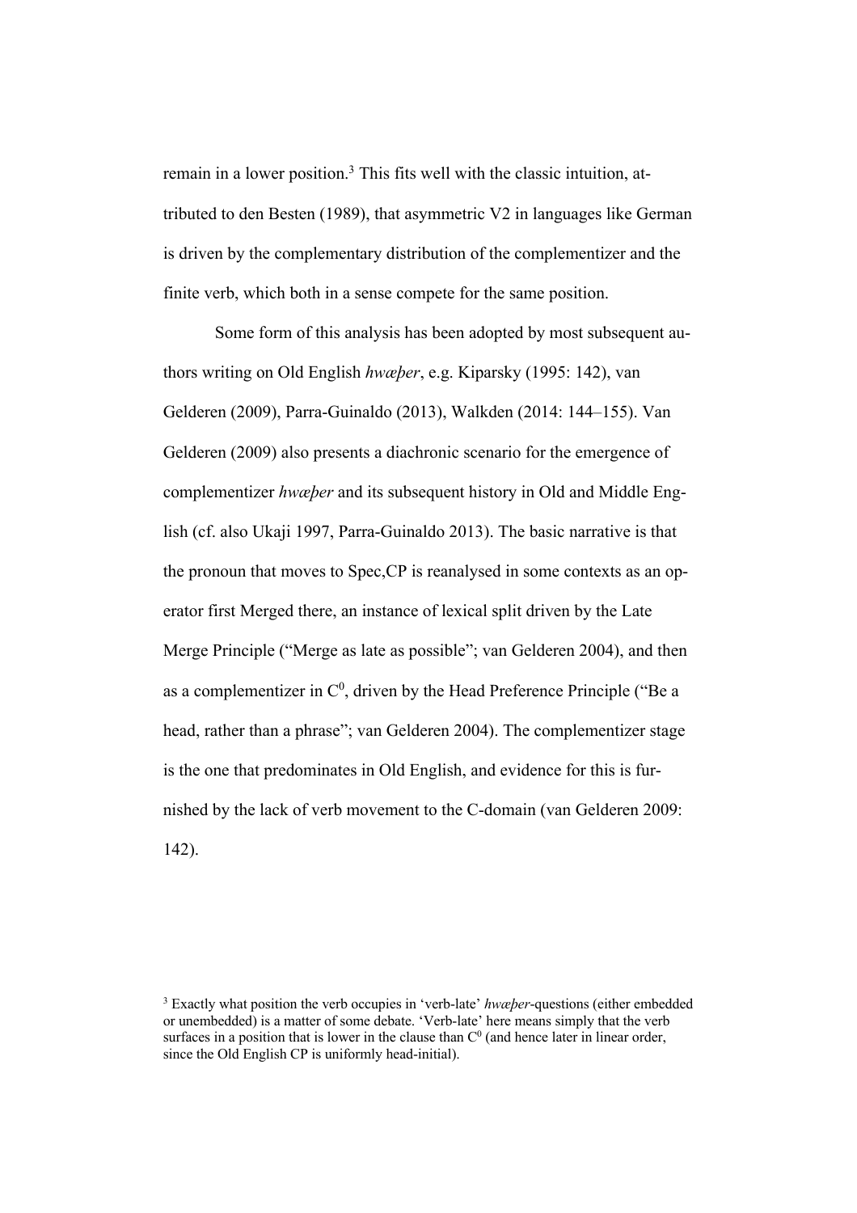remain in a lower position.[3] This fits well with the classic intuition, attributed to den Besten (1989), that asymmetric V2 in languages like German is driven by the complementary distribution of the complementizer and the finite verb, which both in a sense compete for the same position.

Some form of this analysis has been adopted by most subsequent authors writing on Old English *hwæþer*, e.g. Kiparsky (1995: 142), van Gelderen (2009), Parra-Guinaldo (2013), Walkden (2014: 144–155). Van Gelderen (2009) also presents a diachronic scenario for the emergence of complementizer *hwæþer* and its subsequent history in Old and Middle English (cf. also Ukaji 1997, Parra-Guinaldo 2013). The basic narrative is that the pronoun that moves to Spec,CP is reanalysed in some contexts as an operator first Merged there, an instance of lexical split driven by the Late Merge Principle ("Merge as late as possible"; van Gelderen 2004), and then as a complementizer in $C^0$, driven by the Head Preference Principle ("Be a head, rather than a phrase"; van Gelderen 2004). The complementizer stage is the one that predominates in Old English, and evidence for this is furnished by the lack of verb movement to the C-domain (van Gelderen 2009: 142).

[3] Exactly what position the verb occupies in 'verb-late' *hwæþer*-questions (either embedded or unembedded) is a matter of some debate. 'Verb-late' here means simply that the verb surfaces in a position that is lower in the clause than $C^0$ (and hence later in linear order, since the Old English CP is uniformly head-initial).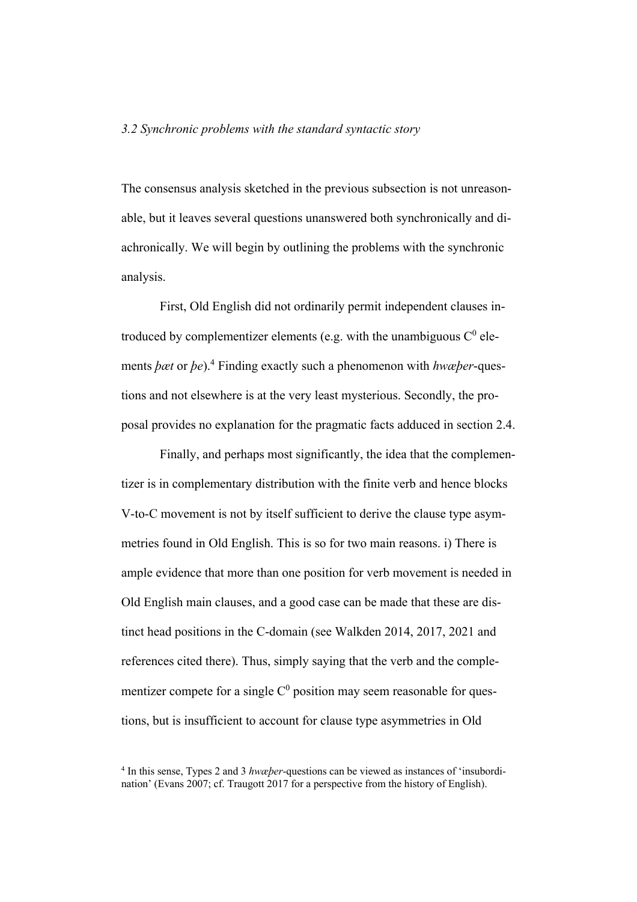### *3.2 Synchronic problems with the standard syntactic story*

The consensus analysis sketched in the previous subsection is not unreasonable, but it leaves several questions unanswered both synchronically and diachronically. We will begin by outlining the problems with the synchronic analysis.

First, Old English did not ordinarily permit independent clauses introduced by complementizer elements (e.g. with the unambiguous $C^0$ elements *þæt* or *þe*).[4] Finding exactly such a phenomenon with *hwæþer*-questions and not elsewhere is at the very least mysterious. Secondly, the proposal provides no explanation for the pragmatic facts adduced in section 2.4.

Finally, and perhaps most significantly, the idea that the complementizer is in complementary distribution with the finite verb and hence blocks V-to-C movement is not by itself sufficient to derive the clause type asymmetries found in Old English. This is so for two main reasons. i) There is ample evidence that more than one position for verb movement is needed in Old English main clauses, and a good case can be made that these are distinct head positions in the C-domain (see Walkden 2014, 2017, 2021 and references cited there). Thus, simply saying that the verb and the complementizer compete for a single $C^0$ position may seem reasonable for questions, but is insufficient to account for clause type asymmetries in Old

[4] In this sense, Types 2 and 3 *hwæþer*-questions can be viewed as instances of 'insubordination' (Evans 2007; cf. Traugott 2017 for a perspective from the history of English).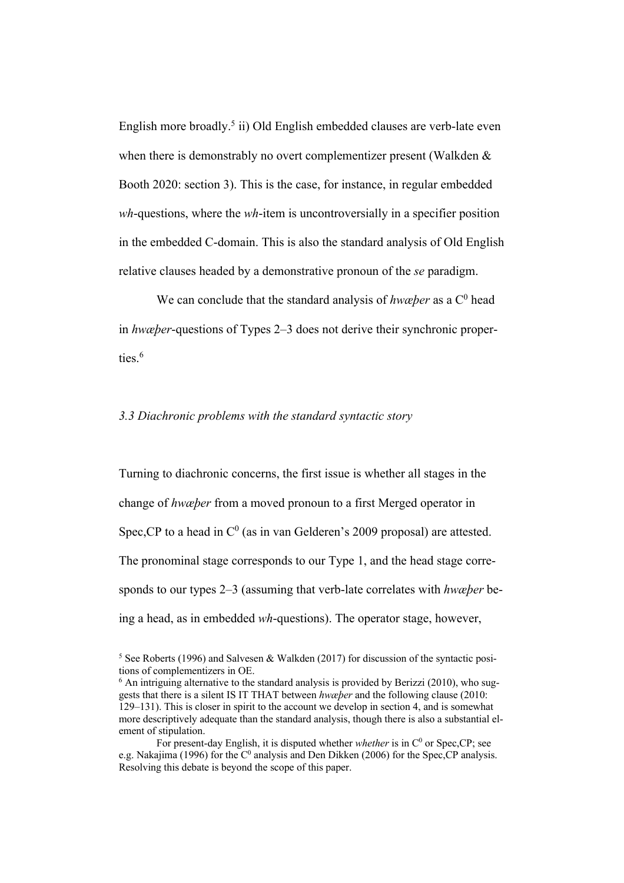English more broadly.[5] ii) Old English embedded clauses are verb-late even when there is demonstrably no overt complementizer present (Walkden & Booth 2020: section 3). This is the case, for instance, in regular embedded *wh*-questions, where the *wh*-item is uncontroversially in a specifier position in the embedded C-domain. This is also the standard analysis of Old English relative clauses headed by a demonstrative pronoun of the *se* paradigm.

We can conclude that the standard analysis of *hwæþer* as a $C^0$ head in *hwæþer*-questions of Types 2–3 does not derive their synchronic properties.[6]

*3.3 Diachronic problems with the standard syntactic story*

Turning to diachronic concerns, the first issue is whether all stages in the change of *hwæþer* from a moved pronoun to a first Merged operator in Spec,CP to a head in $C^0$ (as in van Gelderen's 2009 proposal) are attested. The pronominal stage corresponds to our Type 1, and the head stage corresponds to our types 2–3 (assuming that verb-late correlates with *hwæþer* being a head, as in embedded *wh*-questions). The operator stage, however,

[5] See Roberts (1996) and Salvesen & Walkden (2017) for discussion of the syntactic positions of complementizers in OE.

[6] An intriguing alternative to the standard analysis is provided by Berizzi (2010), who suggests that there is a silent IS IT THAT between *hwæþer* and the following clause (2010: 129–131). This is closer in spirit to the account we develop in section 4, and is somewhat more descriptively adequate than the standard analysis, though there is also a substantial element of stipulation.

For present-day English, it is disputed whether *whether* is in $C^0$ or Spec,CP; see e.g. Nakajima (1996) for the $C^0$ analysis and Den Dikken (2006) for the Spec,CP analysis. Resolving this debate is beyond the scope of this paper.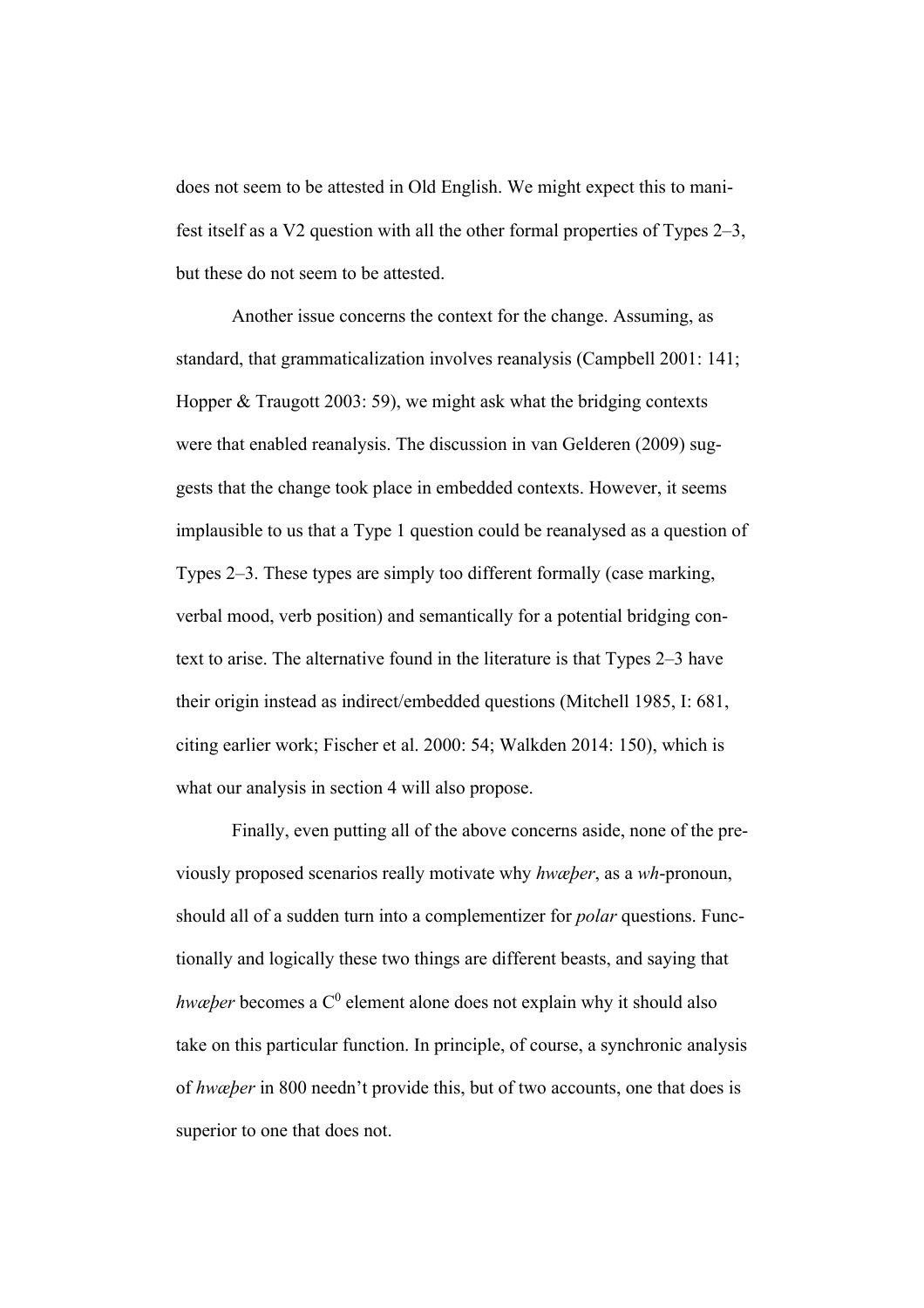does not seem to be attested in Old English. We might expect this to manifest itself as a V2 question with all the other formal properties of Types 2–3, but these do not seem to be attested.

Another issue concerns the context for the change. Assuming, as standard, that grammaticalization involves reanalysis (Campbell 2001: 141; Hopper & Traugott 2003: 59), we might ask what the bridging contexts were that enabled reanalysis. The discussion in van Gelderen (2009) suggests that the change took place in embedded contexts. However, it seems implausible to us that a Type 1 question could be reanalysed as a question of Types 2–3. These types are simply too different formally (case marking, verbal mood, verb position) and semantically for a potential bridging context to arise. The alternative found in the literature is that Types 2–3 have their origin instead as indirect/embedded questions (Mitchell 1985, I: 681, citing earlier work; Fischer et al. 2000: 54; Walkden 2014: 150), which is what our analysis in section 4 will also propose.

Finally, even putting all of the above concerns aside, none of the previously proposed scenarios really motivate why *hwæþer*, as a *wh*-pronoun, should all of a sudden turn into a complementizer for *polar* questions. Functionally and logically these two things are different beasts, and saying that *hwæþer* becomes a $C^0$ element alone does not explain why it should also take on this particular function. In principle, of course, a synchronic analysis of *hwæþer* in 800 needn't provide this, but of two accounts, one that does is superior to one that does not.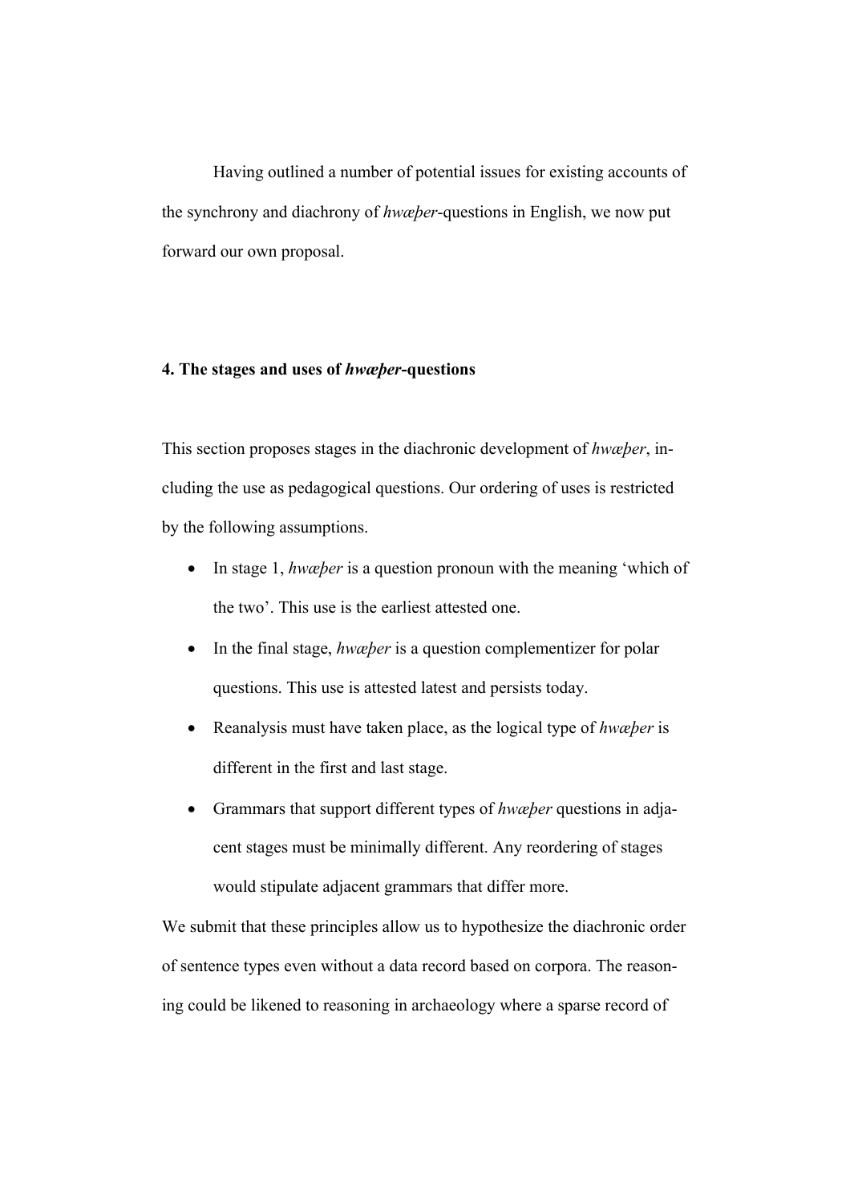Having outlined a number of potential issues for existing accounts of the synchrony and diachrony of *hwæþer*-questions in English, we now put forward our own proposal.

## 4. The stages and uses of *hwæþer*-questions

This section proposes stages in the diachronic development of *hwæþer*, including the use as pedagogical questions. Our ordering of uses is restricted by the following assumptions.

- In stage 1, *hwæþer* is a question pronoun with the meaning 'which of the two'. This use is the earliest attested one.
- In the final stage, *hwæþer* is a question complementizer for polar questions. This use is attested latest and persists today.
- Reanalysis must have taken place, as the logical type of *hwæþer* is different in the first and last stage.
- Grammars that support different types of *hwæþer* questions in adjacent stages must be minimally different. Any reordering of stages would stipulate adjacent grammars that differ more.

We submit that these principles allow us to hypothesize the diachronic order of sentence types even without a data record based on corpora. The reasoning could be likened to reasoning in archaeology where a sparse record of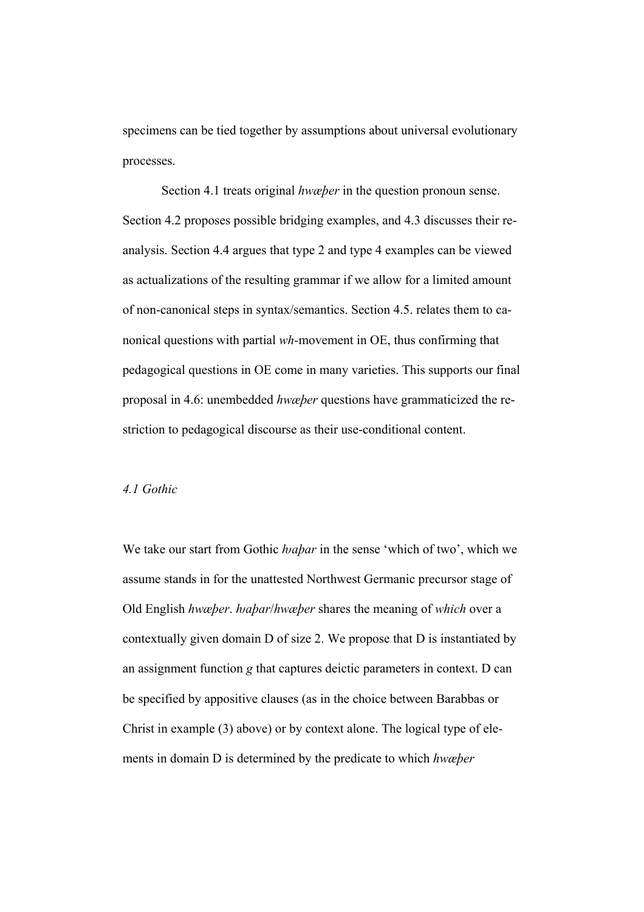specimens can be tied together by assumptions about universal evolutionary processes.

Section 4.1 treats original *hwæþer* in the question pronoun sense. Section 4.2 proposes possible bridging examples, and 4.3 discusses their re-analysis. Section 4.4 argues that type 2 and type 4 examples can be viewed as actualizations of the resulting grammar if we allow for a limited amount of non-canonical steps in syntax/semantics. Section 4.5. relates them to canonical questions with partial *wh*-movement in OE, thus confirming that pedagogical questions in OE come in many varieties. This supports our final proposal in 4.6: unembedded *hwæþer* questions have grammaticized the restriction to pedagogical discourse as their use-conditional content.

*4.1 Gothic*

We take our start from Gothic *ƕaþar* in the sense 'which of two', which we assume stands in for the unattested Northwest Germanic precursor stage of Old English *hwæþer*. *ƕaþar*/*hwæþer* shares the meaning of *which* over a contextually given domain D of size 2. We propose that D is instantiated by an assignment function *g* that captures deictic parameters in context. D can be specified by appositive clauses (as in the choice between Barabbas or Christ in example (3) above) or by context alone. The logical type of elements in domain D is determined by the predicate to which *hwæþer*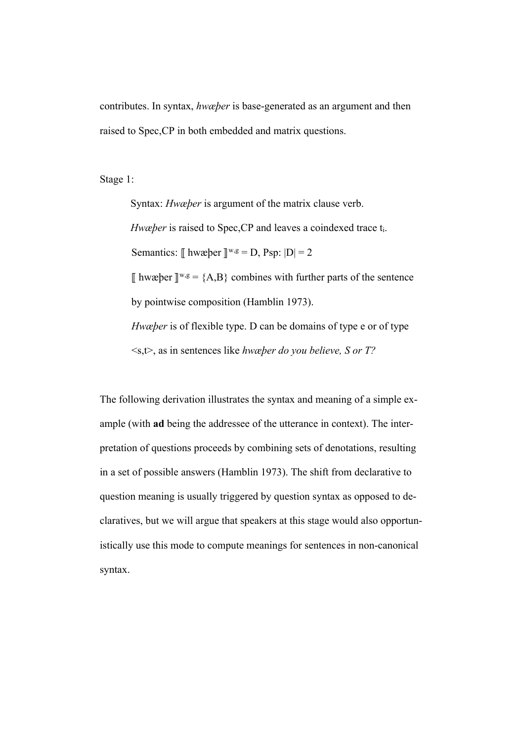contributes. In syntax, *hwæþer* is base-generated as an argument and then raised to Spec,CP in both embedded and matrix questions.

Stage 1:

> Syntax: *Hwæþer* is argument of the matrix clause verb.
>
> *Hwæþer* is raised to Spec,CP and leaves a coindexed trace $t_i$.
>
> Semantics: $[\![ \text{hwæþer} ]\!]^{w,g} = D$, Psp: $|D| = 2$
>
> $[\![ \text{hwæþer} ]\!]^{w,g} = \{A,B\}$ combines with further parts of the sentence by pointwise composition (Hamblin 1973).
>
> *Hwæþer* is of flexible type. D can be domains of type e or of type <s,t>, as in sentences like *hwæþer do you believe, S or T?*

The following derivation illustrates the syntax and meaning of a simple example (with **ad** being the addressee of the utterance in context). The interpretation of questions proceeds by combining sets of denotations, resulting in a set of possible answers (Hamblin 1973). The shift from declarative to question meaning is usually triggered by question syntax as opposed to declaratives, but we will argue that speakers at this stage would also opportunistically use this mode to compute meanings for sentences in non-canonical syntax.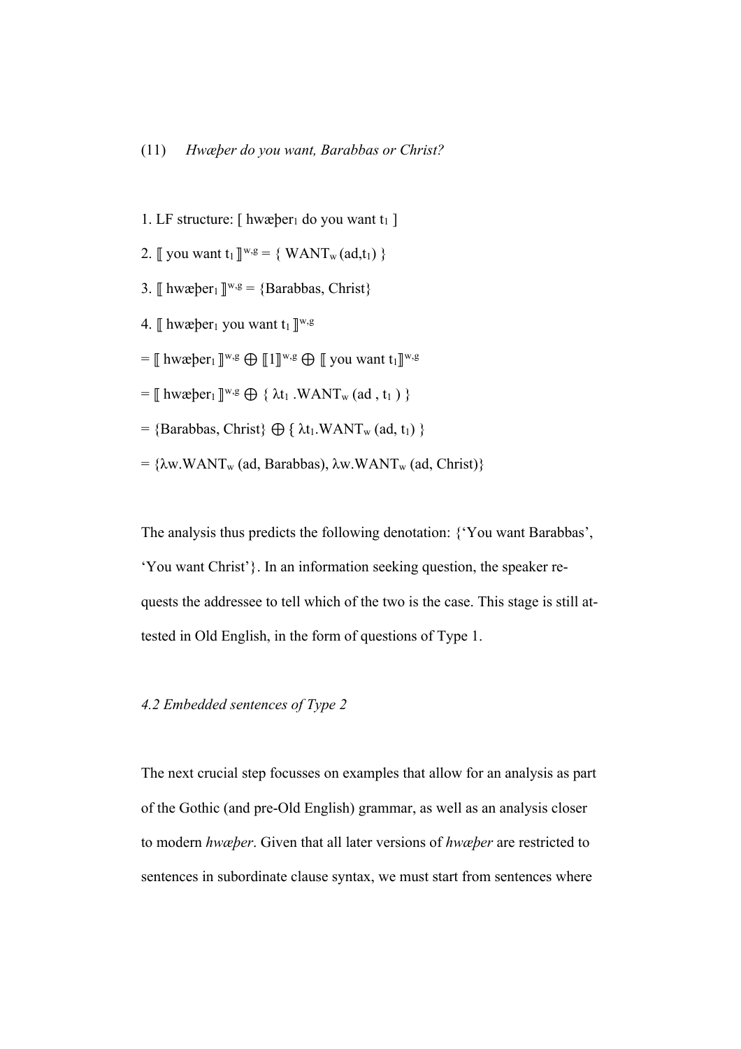(11) *Hwæþer do you want, Barabbas or Christ?*

1. LF structure: [ hwæþer$_1$ do you want t$_1$ ]

2. $⟦$ you want t$_1$ $⟧^{w,g}$ = { WANT$_w$ (ad,t$_1$) }

3. $⟦$ hwæþer$_1$ $⟧^{w,g}$ = {Barabbas, Christ}

4. $⟦$ hwæþer$_1$ you want t$_1$ $⟧^{w,g}$

= $⟦$ hwæþer$_1$ $⟧^{w,g}$ $\oplus$ $⟦1⟧^{w,g}$ $\oplus$ $⟦$ you want t$_1$$⟧^{w,g}$

= $⟦$ hwæþer$_1$ $⟧^{w,g}$ $\oplus$ { $\lambda$t$_1$ .WANT$_w$ (ad , t$_1$ ) }

= {Barabbas, Christ} $\oplus$ { $\lambda$t$_1$.WANT$_w$ (ad, t$_1$) }

= {$\lambda$w.WANT$_w$ (ad, Barabbas), $\lambda$w.WANT$_w$ (ad, Christ)}

The analysis thus predicts the following denotation: {'You want Barabbas', 'You want Christ'}. In an information seeking question, the speaker requests the addressee to tell which of the two is the case. This stage is still attested in Old English, in the form of questions of Type 1.

*4.2 Embedded sentences of Type 2*

The next crucial step focusses on examples that allow for an analysis as part of the Gothic (and pre-Old English) grammar, as well as an analysis closer to modern *hwæþer*. Given that all later versions of *hwæþer* are restricted to sentences in subordinate clause syntax, we must start from sentences where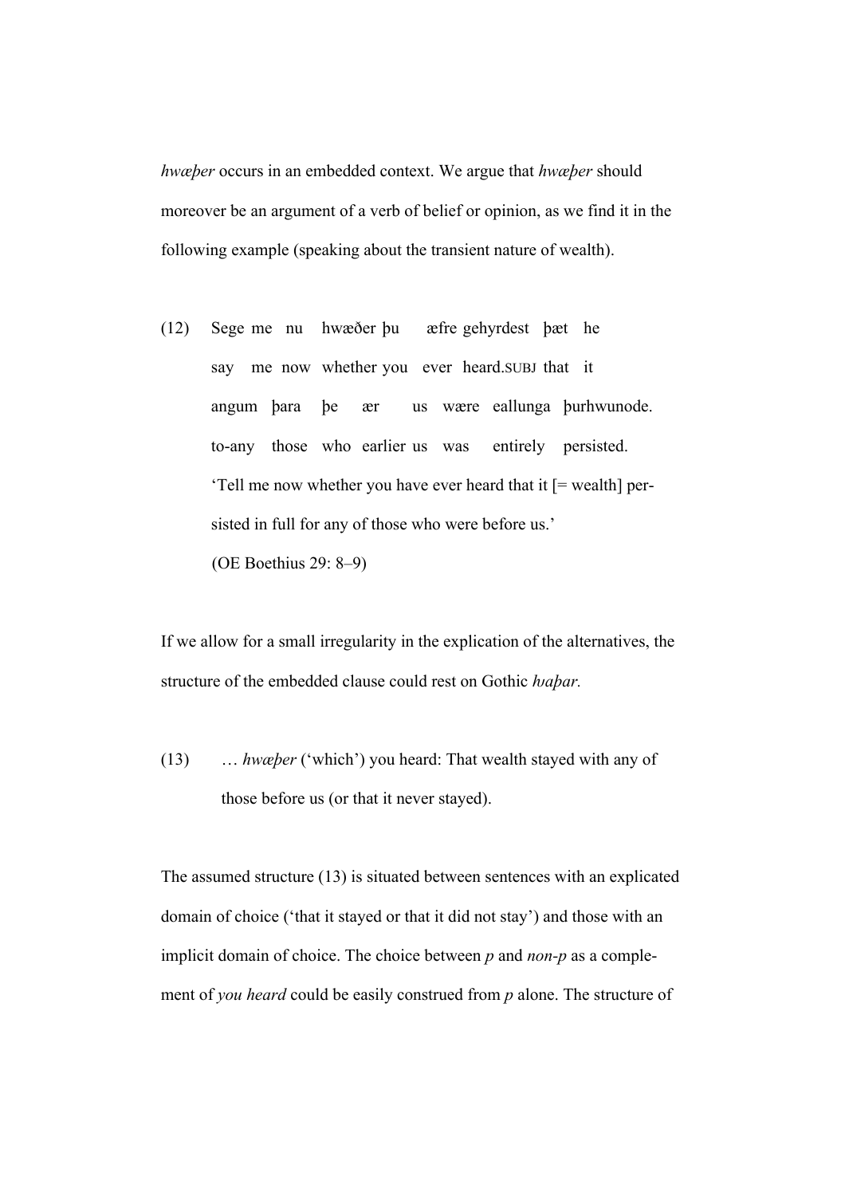*hwæþer* occurs in an embedded context. We argue that *hwæþer* should moreover be an argument of a verb of belief or opinion, as we find it in the following example (speaking about the transient nature of wealth).

(12) Sege me nu hwæðer þu æfre gehyrdest þæt he
say me now whether you ever heard.SUBJ that it
angum þara þe ær us wære eallunga þurhwunode.
to-any those who earlier us was entirely persisted.
'Tell me now whether you have ever heard that it [= wealth] persisted in full for any of those who were before us.'
(OE Boethius 29: 8–9)

If we allow for a small irregularity in the explication of the alternatives, the structure of the embedded clause could rest on Gothic *hvaþar.*

(13) … *hwæþer* ('which') you heard: That wealth stayed with any of those before us (or that it never stayed).

The assumed structure (13) is situated between sentences with an explicated domain of choice ('that it stayed or that it did not stay') and those with an implicit domain of choice. The choice between *p* and *non-p* as a complement of *you heard* could be easily construed from *p* alone. The structure of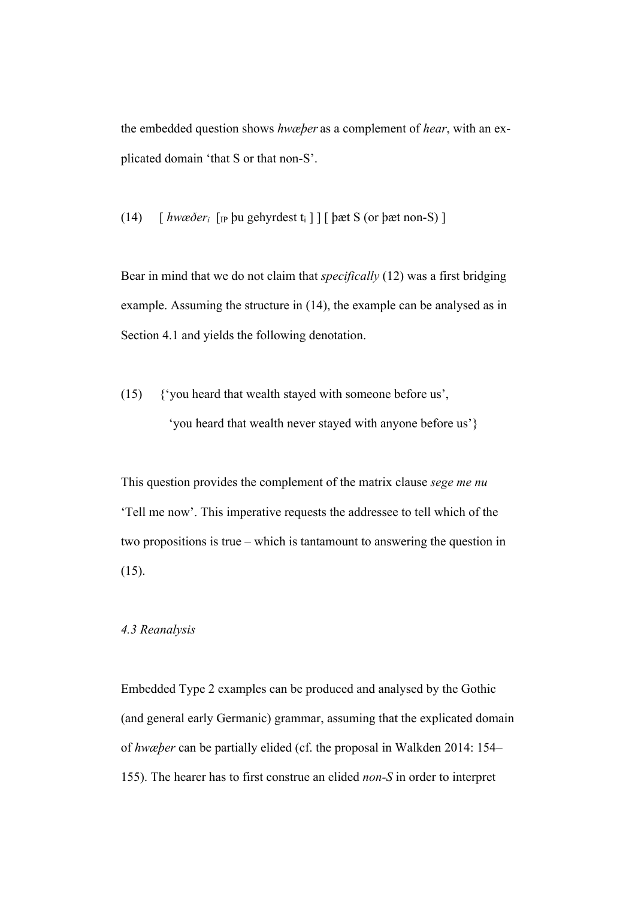the embedded question shows *hwæþer* as a complement of *hear*, with an explicated domain 'that S or that non-S'.

(14) [ *hwæðer*$_i$ [$_{IP}$ þu gehyrdest t$_i$ ] ] [ þæt S (or þæt non-S) ]

Bear in mind that we do not claim that *specifically* (12) was a first bridging example. Assuming the structure in (14), the example can be analysed as in Section 4.1 and yields the following denotation.

(15) {'you heard that wealth stayed with someone before us',
'you heard that wealth never stayed with anyone before us'}

This question provides the complement of the matrix clause *sege me nu* 'Tell me now'. This imperative requests the addressee to tell which of the two propositions is true – which is tantamount to answering the question in (15).

*4.3 Reanalysis*

Embedded Type 2 examples can be produced and analysed by the Gothic (and general early Germanic) grammar, assuming that the explicated domain of *hwæþer* can be partially elided (cf. the proposal in Walkden 2014: 154–155). The hearer has to first construe an elided *non-S* in order to interpret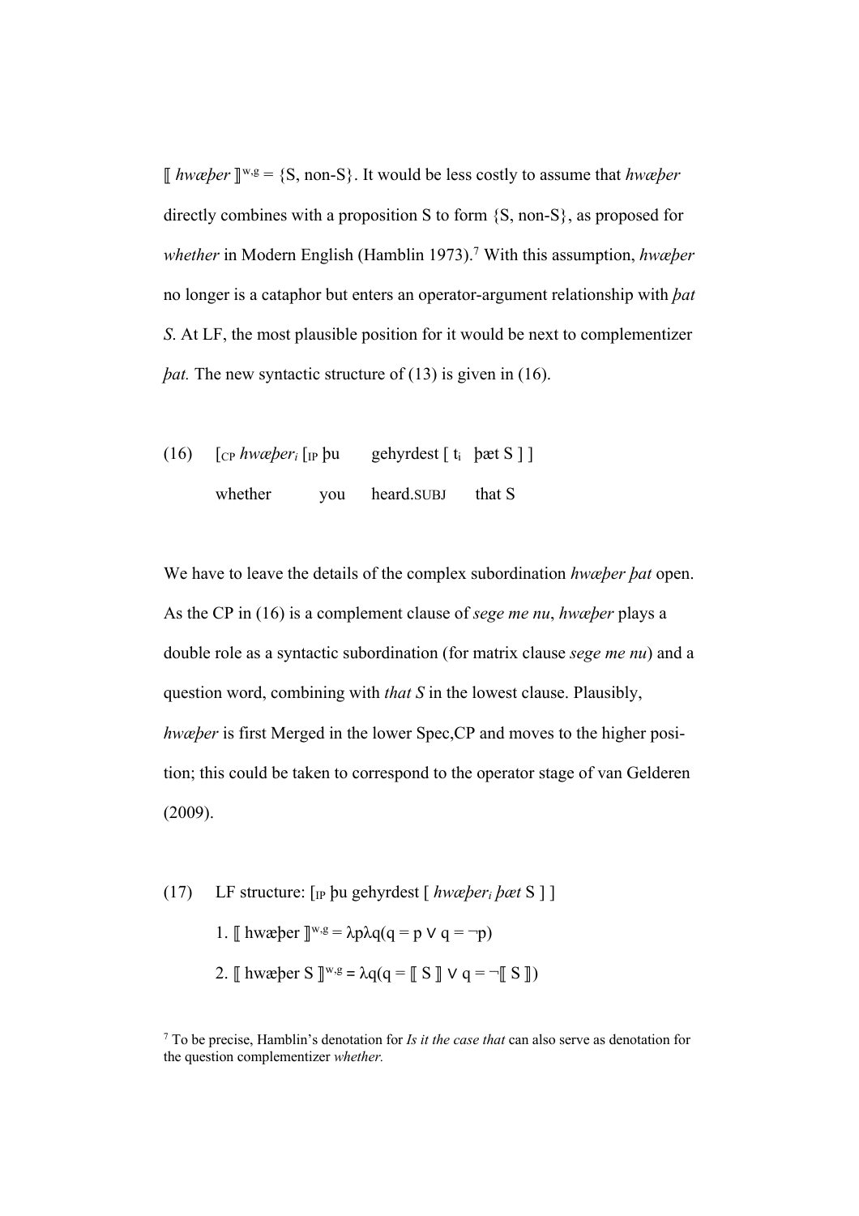⟦ *hwæþer* ⟧$^{w,g}$ = {S, non-S}. It would be less costly to assume that *hwæþer* directly combines with a proposition S to form {S, non-S}, as proposed for *whether* in Modern English (Hamblin 1973).[7] With this assumption, *hwæþer* no longer is a cataphor but enters an operator-argument relationship with *þat S*. At LF, the most plausible position for it would be next to complementizer *þat.* The new syntactic structure of (13) is given in (16).

(16) [$_{CP}$ *hwæþer$_i$* [$_{IP}$ þu gehyrdest [ t$_i$ þæt S ] ]
whether you heard.SUBJ that S

We have to leave the details of the complex subordination *hwæþer þat* open. As the CP in (16) is a complement clause of *sege me nu*, *hwæþer* plays a double role as a syntactic subordination (for matrix clause *sege me nu*) and a question word, combining with *that S* in the lowest clause. Plausibly, *hwæþer* is first Merged in the lower Spec,CP and moves to the higher position; this could be taken to correspond to the operator stage of van Gelderen (2009).

(17) LF structure: [$_{IP}$ þu gehyrdest [ *hwæþer$_i$ þæt* S ] ]

1. ⟦ hwæþer ⟧$^{w,g}$ = $\lambda p \lambda q(q = p \vee q = \neg p)$
2. ⟦ hwæþer S ⟧$^{w,g}$ = $\lambda q(q =$ ⟦ S ⟧ $\vee\ q = \neg$⟦ S ⟧$)$

[7] To be precise, Hamblin's denotation for *Is it the case that* can also serve as denotation for the question complementizer *whether.*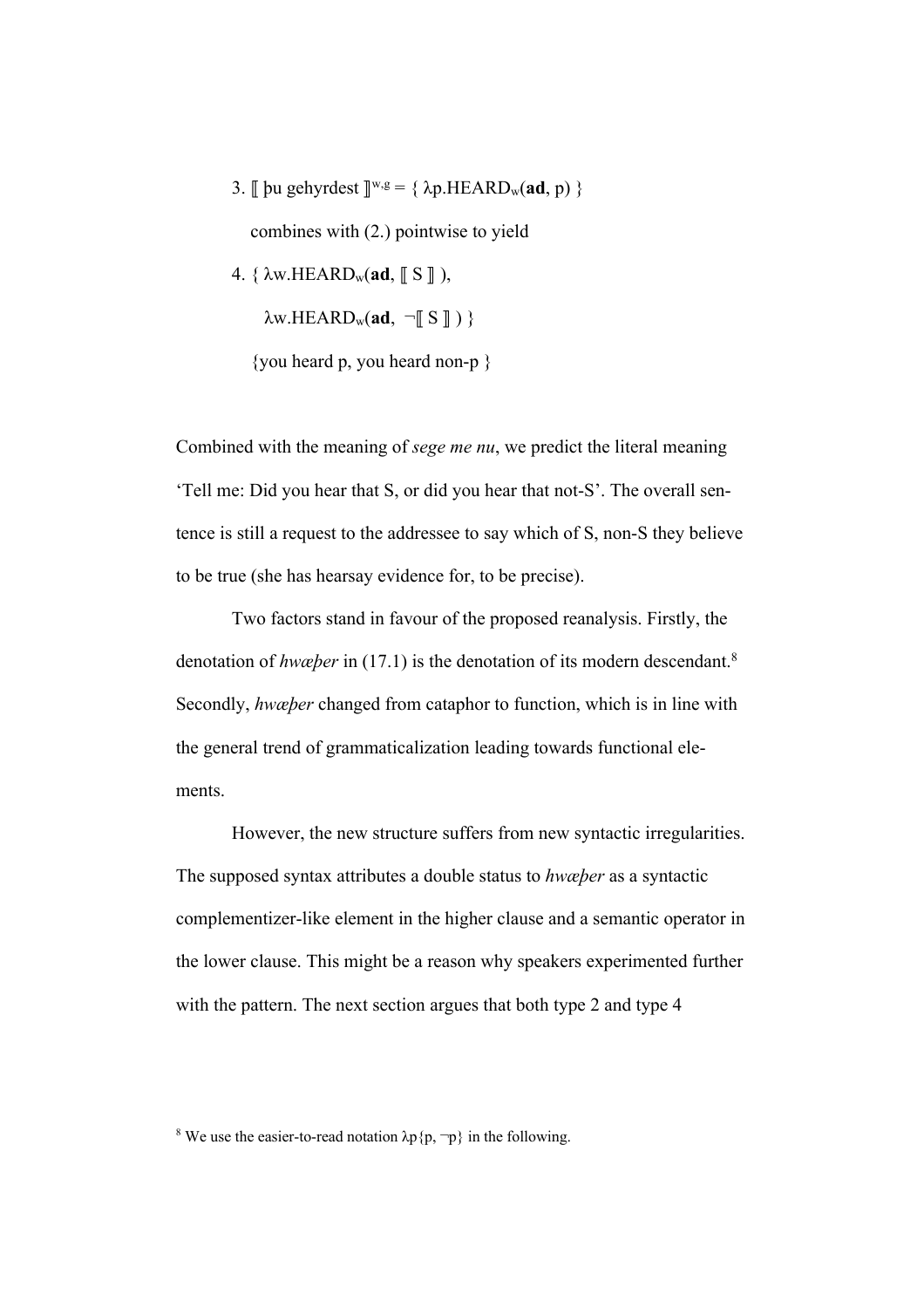3. $[\![$ þu gehyrdest $]\!]^{w,g} = \{ \lambda p.\text{HEARD}_w(\mathbf{ad}, p) \}$

   combines with (2.) pointwise to yield

4. $\{ \lambda w.\text{HEARD}_w(\mathbf{ad}, [\![ \text{S} ]\!] ),$

   $\lambda w.\text{HEARD}_w(\mathbf{ad}, \neg[\![ \text{S} ]\!] ) \}$

   {you heard p, you heard non-p }

Combined with the meaning of *sege me nu*, we predict the literal meaning 'Tell me: Did you hear that S, or did you hear that not-S'. The overall sentence is still a request to the addressee to say which of S, non-S they believe to be true (she has hearsay evidence for, to be precise).

Two factors stand in favour of the proposed reanalysis. Firstly, the denotation of *hwæþer* in (17.1) is the denotation of its modern descendant.[8] Secondly, *hwæþer* changed from cataphor to function, which is in line with the general trend of grammaticalization leading towards functional elements.

However, the new structure suffers from new syntactic irregularities. The supposed syntax attributes a double status to *hwæþer* as a syntactic complementizer-like element in the higher clause and a semantic operator in the lower clause. This might be a reason why speakers experimented further with the pattern. The next section argues that both type 2 and type 4

[8] We use the easier-to-read notation $\lambda p\{p, \neg p\}$ in the following.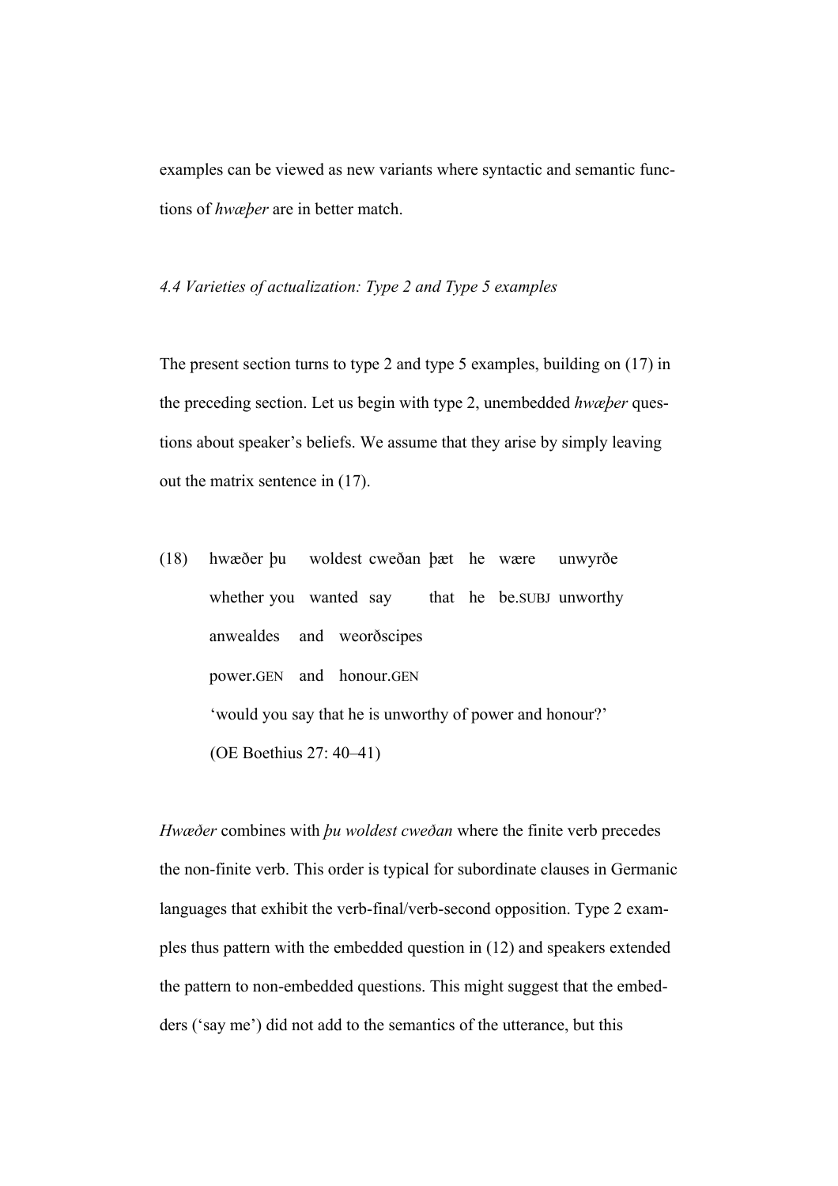examples can be viewed as new variants where syntactic and semantic functions of *hwæþer* are in better match.

*4.4 Varieties of actualization: Type 2 and Type 5 examples*

The present section turns to type 2 and type 5 examples, building on (17) in the preceding section. Let us begin with type 2, unembedded *hwæþer* questions about speaker's beliefs. We assume that they arise by simply leaving out the matrix sentence in (17).

(18) hwæðer þu woldest cweðan þæt he wære unwyrðe
whether you wanted say that he be.SUBJ unworthy
anwealdes and weorðscipes
power.GEN and honour.GEN
'would you say that he is unworthy of power and honour?'
(OE Boethius 27: 40–41)

*Hwæðer* combines with *þu woldest cweðan* where the finite verb precedes the non-finite verb. This order is typical for subordinate clauses in Germanic languages that exhibit the verb-final/verb-second opposition. Type 2 examples thus pattern with the embedded question in (12) and speakers extended the pattern to non-embedded questions. This might suggest that the embedders ('say me') did not add to the semantics of the utterance, but this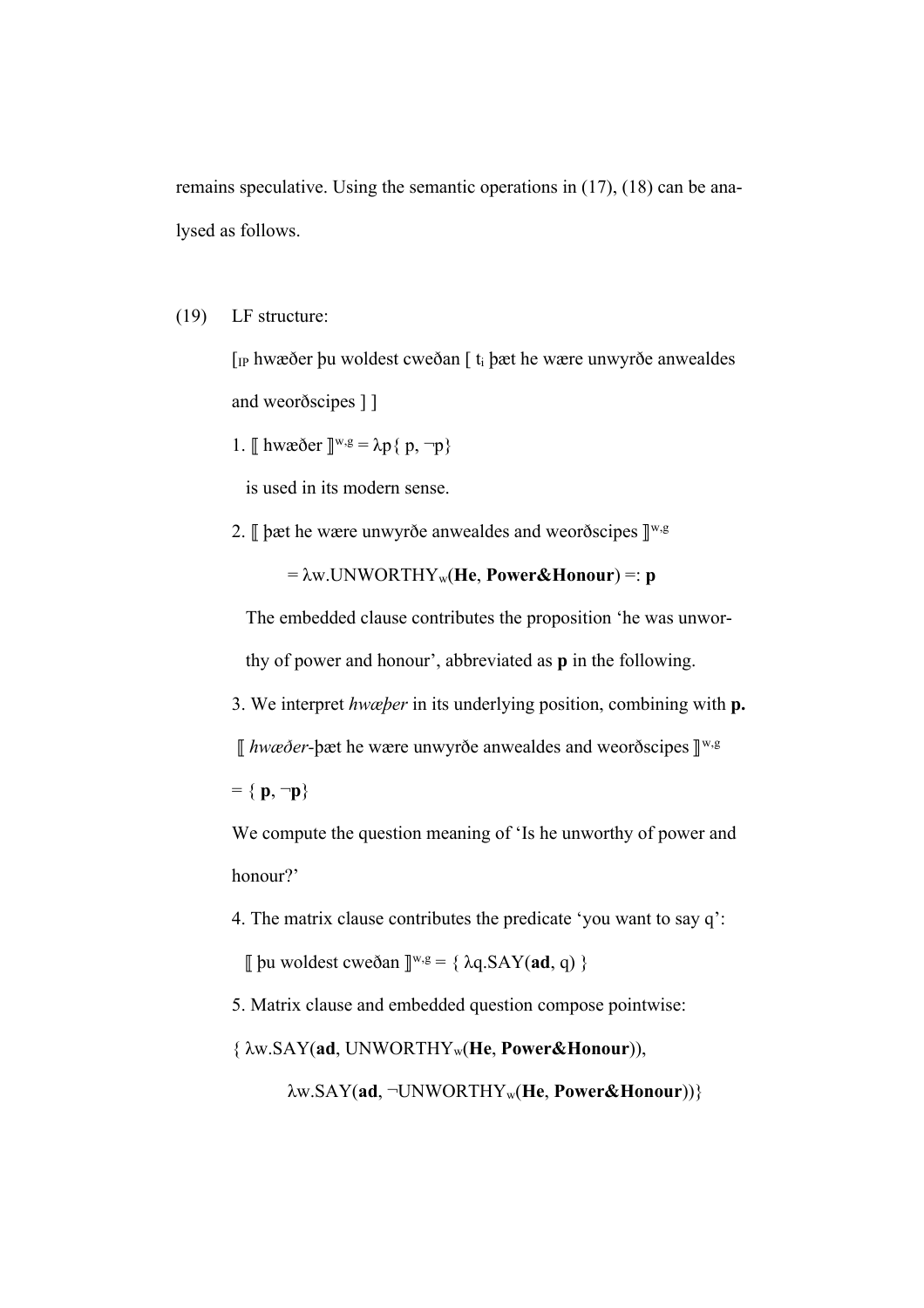remains speculative. Using the semantic operations in (17), (18) can be analysed as follows.

(19) LF structure:

$[_{IP}$ hwæðer þu woldest cweðan [ $t_i$ þæt he wære unwyrðe anwealdes and weorðscipes ] ]

1. $⟦$ hwæðer $⟧^{w,g} = \lambda p\{ p, \neg p\}$

   is used in its modern sense.

2. $⟦$ þæt he wære unwyrðe anwealdes and weorðscipes $⟧^{w,g}$

   $= \lambda w.\text{UNWORTHY}_w(\textbf{He}, \textbf{Power\&Honour}) =: \textbf{p}$

   The embedded clause contributes the proposition 'he was unworthy of power and honour', abbreviated as **p** in the following.

3. We interpret *hwæþer* in its underlying position, combining with **p.**

   $⟦$ *hwæðer*-þæt he wære unwyrðe anwealdes and weorðscipes $⟧^{w,g}$

   $= \{ \textbf{p}, \neg\textbf{p}\}$

   We compute the question meaning of 'Is he unworthy of power and honour?'

4. The matrix clause contributes the predicate 'you want to say q':

   $⟦$ þu woldest cweðan $⟧^{w,g} = \{ \lambda q.\text{SAY}(\textbf{ad}, q) \}$

5. Matrix clause and embedded question compose pointwise:

   $\{ \lambda w.\text{SAY}(\textbf{ad}, \text{UNWORTHY}_w(\textbf{He}, \textbf{Power\&Honour})),$

   $\lambda w.\text{SAY}(\textbf{ad}, \neg\text{UNWORTHY}_w(\textbf{He}, \textbf{Power\&Honour}))\}$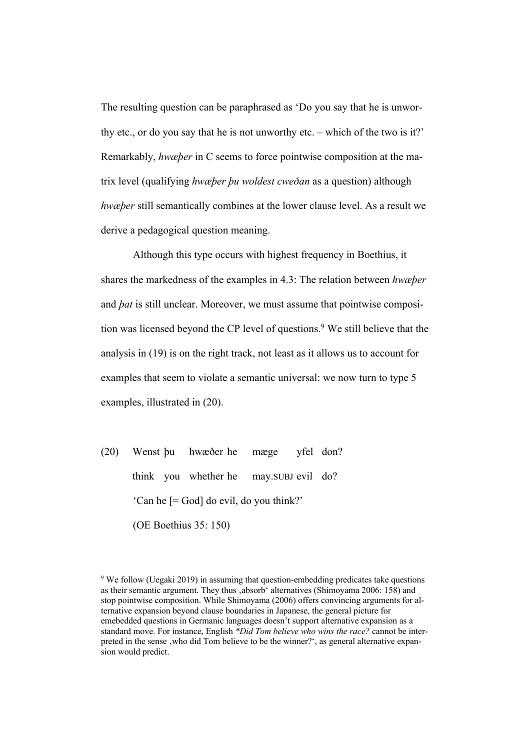The resulting question can be paraphrased as 'Do you say that he is unworthy etc., or do you say that he is not unworthy etc. – which of the two is it?' Remarkably, *hwæþer* in C seems to force pointwise composition at the matrix level (qualifying *hwæþer þu woldest cweðan* as a question) although *hwæþer* still semantically combines at the lower clause level. As a result we derive a pedagogical question meaning.

Although this type occurs with highest frequency in Boethius, it shares the markedness of the examples in 4.3: The relation between *hwæþer* and *þat* is still unclear. Moreover, we must assume that pointwise composition was licensed beyond the CP level of questions.[9] We still believe that the analysis in (19) is on the right track, not least as it allows us to account for examples that seem to violate a semantic universal: we now turn to type 5 examples, illustrated in (20).

(20) Wenst þu hwæðer he mæge yfel don?
think you whether he may.SUBJ evil do?
'Can he [= God] do evil, do you think?'
(OE Boethius 35: 150)

[9] We follow (Uegaki 2019) in assuming that question-embedding predicates take questions as their semantic argument. They thus ‚absorb' alternatives (Shimoyama 2006: 158) and stop pointwise composition. While Shimoyama (2006) offers convincing arguments for alternative expansion beyond clause boundaries in Japanese, the general picture for emebedded questions in Germanic languages doesn't support alternative expansion as a standard move. For instance, English *\*Did Tom believe who wins the race?* cannot be interpreted in the sense ‚who did Tom believe to be the winner?', as general alternative expansion would predict.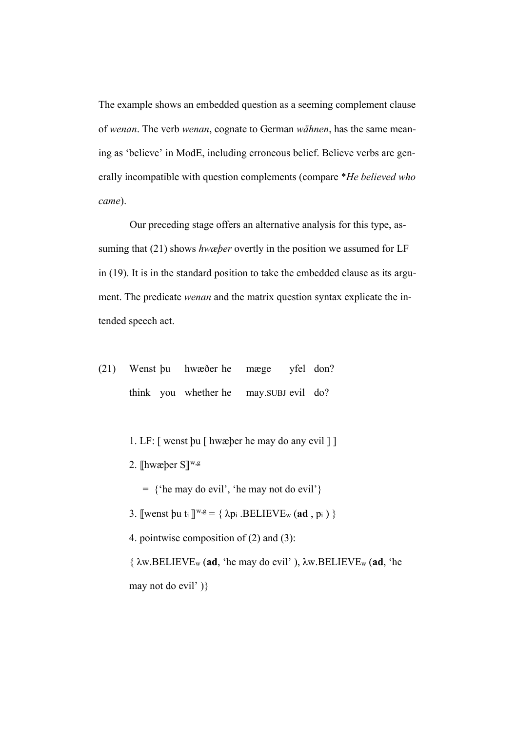The example shows an embedded question as a seeming complement clause of *wenan*. The verb *wenan*, cognate to German *wähnen*, has the same meaning as 'believe' in ModE, including erroneous belief. Believe verbs are generally incompatible with question complements (compare **He believed who came*).

Our preceding stage offers an alternative analysis for this type, assuming that (21) shows *hwæþer* overtly in the position we assumed for LF in (19). It is in the standard position to take the embedded clause as its argument. The predicate *wenan* and the matrix question syntax explicate the intended speech act.

(21) Wenst þu hwæðer he mæge yfel don?
think you whether he may.SUBJ evil do?

1. LF: [ wenst þu [ hwæþer he may do any evil ] ]

2. $[\![\text{hwæþer S}]\!]^{w,g}$
= {'he may do evil', 'he may not do evil'}

3. $[\![\text{wenst þu } t_i]\!]^{w,g} = \{ \lambda p_i .\text{BELIEVE}_w (\mathbf{ad} , p_i ) \}$

4. pointwise composition of (2) and (3):
{ $\lambda w.\text{BELIEVE}_w$ (**ad**, 'he may do evil' ), $\lambda w.\text{BELIEVE}_w$ (**ad**, 'he may not do evil' )}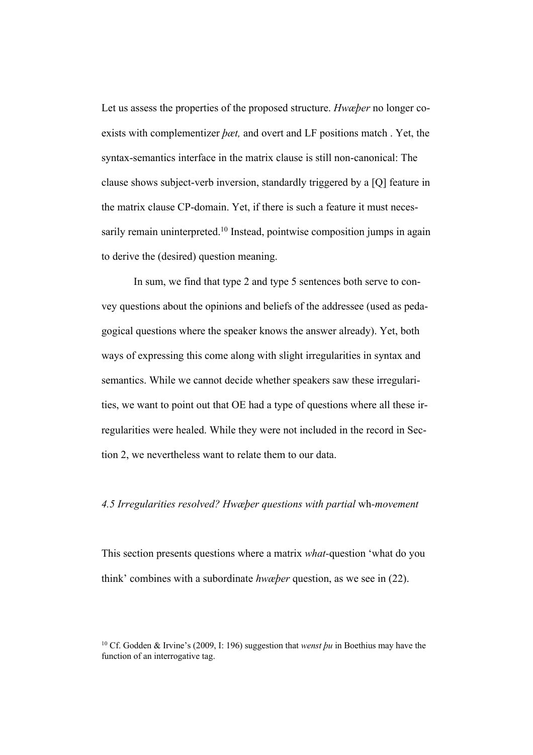Let us assess the properties of the proposed structure. *Hwæþer* no longer co-exists with complementizer *þæt,* and overt and LF positions match . Yet, the syntax-semantics interface in the matrix clause is still non-canonical: The clause shows subject-verb inversion, standardly triggered by a [Q] feature in the matrix clause CP-domain. Yet, if there is such a feature it must necessarily remain uninterpreted.[10] Instead, pointwise composition jumps in again to derive the (desired) question meaning.

In sum, we find that type 2 and type 5 sentences both serve to convey questions about the opinions and beliefs of the addressee (used as pedagogical questions where the speaker knows the answer already). Yet, both ways of expressing this come along with slight irregularities in syntax and semantics. While we cannot decide whether speakers saw these irregularities, we want to point out that OE had a type of questions where all these irregularities were healed. While they were not included in the record in Section 2, we nevertheless want to relate them to our data.

### *4.5 Irregularities resolved? Hwæþer questions with partial* wh-*movement*

This section presents questions where a matrix *what*-question 'what do you think' combines with a subordinate *hwæþer* question, as we see in (22).

[10] Cf. Godden & Irvine's (2009, I: 196) suggestion that *wenst þu* in Boethius may have the function of an interrogative tag.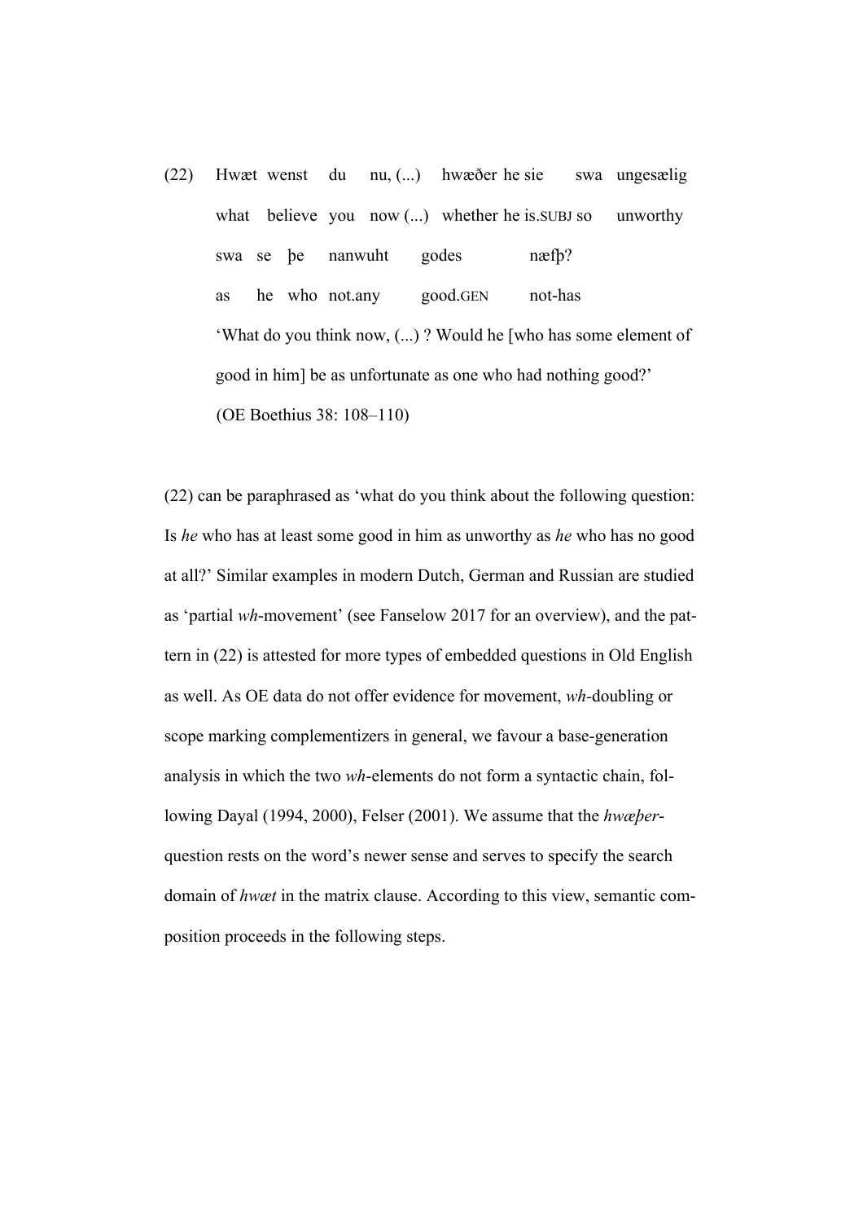(22) Hwæt wenst du nu, (...) hwæðer he sie swa ungesælig
     what believe you now (...) whether he is.SUBJ so unworthy
     swa se þe nanwuht godes næfþ?
     as he who not.any good.GEN not-has
     ‘What do you think now, (...) ? Would he [who has some element of good in him] be as unfortunate as one who had nothing good?’
     (OE Boethius 38: 108–110)

(22) can be paraphrased as ‘what do you think about the following question: Is *he* who has at least some good in him as unworthy as *he* who has no good at all?’ Similar examples in modern Dutch, German and Russian are studied as ‘partial *wh*-movement’ (see Fanselow 2017 for an overview), and the pattern in (22) is attested for more types of embedded questions in Old English as well. As OE data do not offer evidence for movement, *wh*-doubling or scope marking complementizers in general, we favour a base-generation analysis in which the two *wh*-elements do not form a syntactic chain, following Dayal (1994, 2000), Felser (2001). We assume that the *hwæþer*-question rests on the word’s newer sense and serves to specify the search domain of *hwæt* in the matrix clause. According to this view, semantic composition proceeds in the following steps.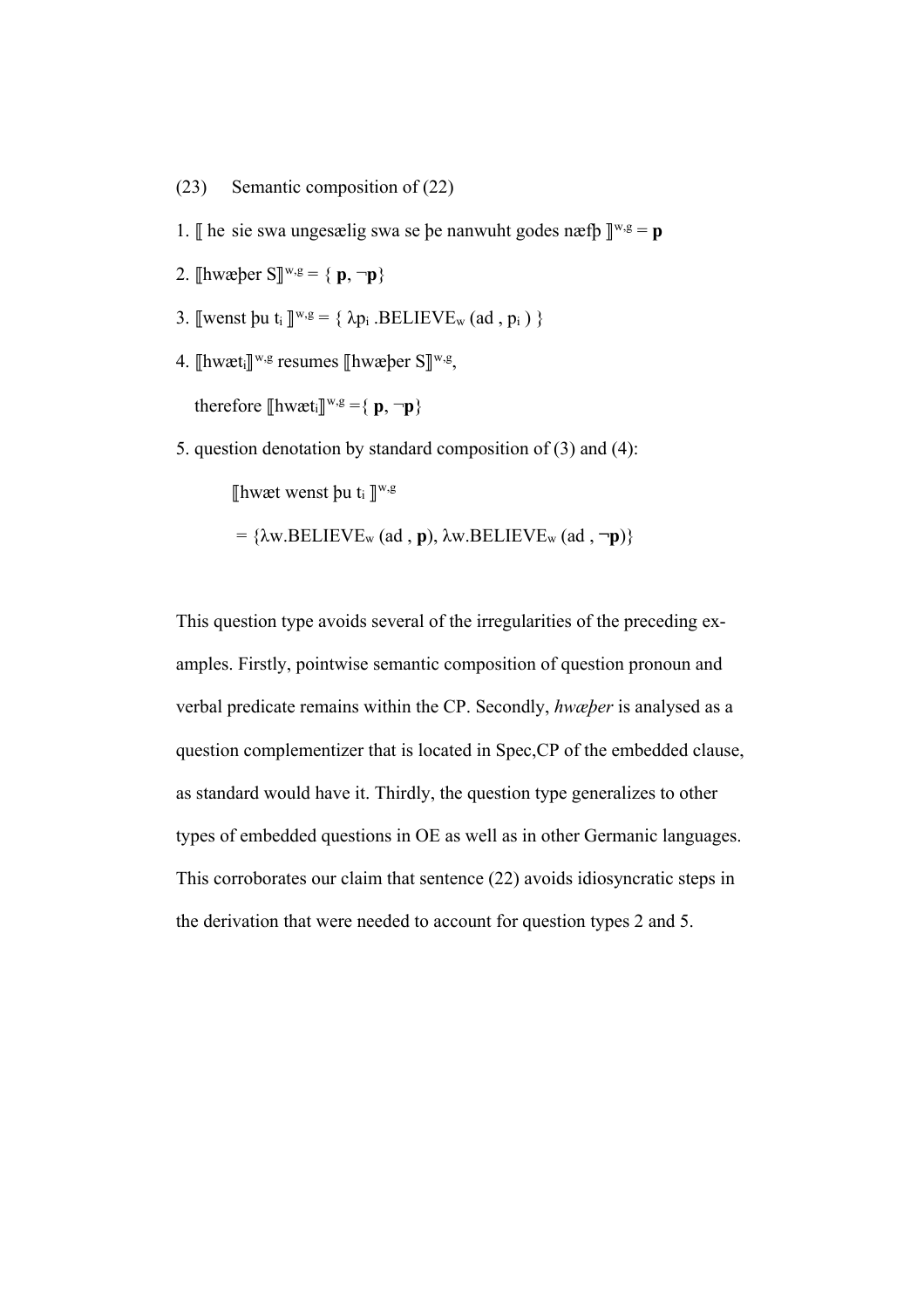(23) Semantic composition of (22)

1. $[\![$ he sie swa ungesælig swa se þe nanwuht godes næfþ $]\!]^{w,g} = \mathbf{p}$

2. $[\![$hwæþer S$]\!]^{w,g} = \{ \mathbf{p}, \neg\mathbf{p}\}$

3. $[\![$wenst þu $t_i$ $]\!]^{w,g} = \{ \lambda p_i .\text{BELIEVE}_w (\text{ad} , p_i ) \}$

4. $[\![$hwæt$_i]\!]^{w,g}$ resumes $[\![$hwæþer S$]\!]^{w,g}$,

   therefore $[\![$hwæt$_i]\!]^{w,g} = \{ \mathbf{p}, \neg\mathbf{p}\}$

5. question denotation by standard composition of (3) and (4):

   $[\![$hwæt wenst þu $t_i$ $]\!]^{w,g}$

   $= \{\lambda w.\text{BELIEVE}_w (\text{ad} , \mathbf{p}), \lambda w.\text{BELIEVE}_w (\text{ad} , \neg\mathbf{p})\}$

This question type avoids several of the irregularities of the preceding examples. Firstly, pointwise semantic composition of question pronoun and verbal predicate remains within the CP. Secondly, *hwæþer* is analysed as a question complementizer that is located in Spec,CP of the embedded clause, as standard would have it. Thirdly, the question type generalizes to other types of embedded questions in OE as well as in other Germanic languages. This corroborates our claim that sentence (22) avoids idiosyncratic steps in the derivation that were needed to account for question types 2 and 5.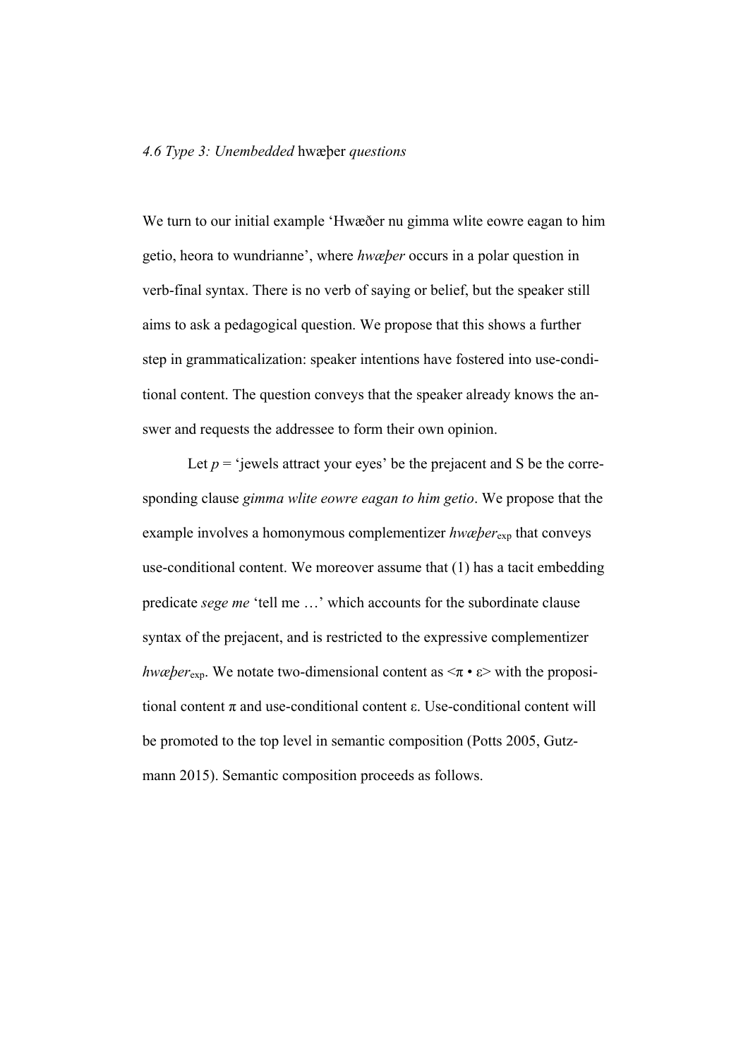### *4.6 Type 3: Unembedded* hwæþer *questions*

We turn to our initial example ‘Hwæðer nu gimma wlite eowre eagan to him getio, heora to wundrianne’, where *hwæþer* occurs in a polar question in verb-final syntax. There is no verb of saying or belief, but the speaker still aims to ask a pedagogical question. We propose that this shows a further step in grammaticalization: speaker intentions have fostered into use-conditional content. The question conveys that the speaker already knows the answer and requests the addressee to form their own opinion.

Let *p* = ‘jewels attract your eyes’ be the prejacent and S be the corresponding clause *gimma wlite eowre eagan to him getio*. We propose that the example involves a homonymous complementizer *hwæþer*$_{\text{exp}}$ that conveys use-conditional content. We moreover assume that (1) has a tacit embedding predicate *sege me* ‘tell me …’ which accounts for the subordinate clause syntax of the prejacent, and is restricted to the expressive complementizer *hwæþer*$_{\text{exp}}$. We notate two-dimensional content as $<\pi \bullet \varepsilon>$ with the propositional content $\pi$ and use-conditional content $\varepsilon$. Use-conditional content will be promoted to the top level in semantic composition (Potts 2005, Gutzmann 2015). Semantic composition proceeds as follows.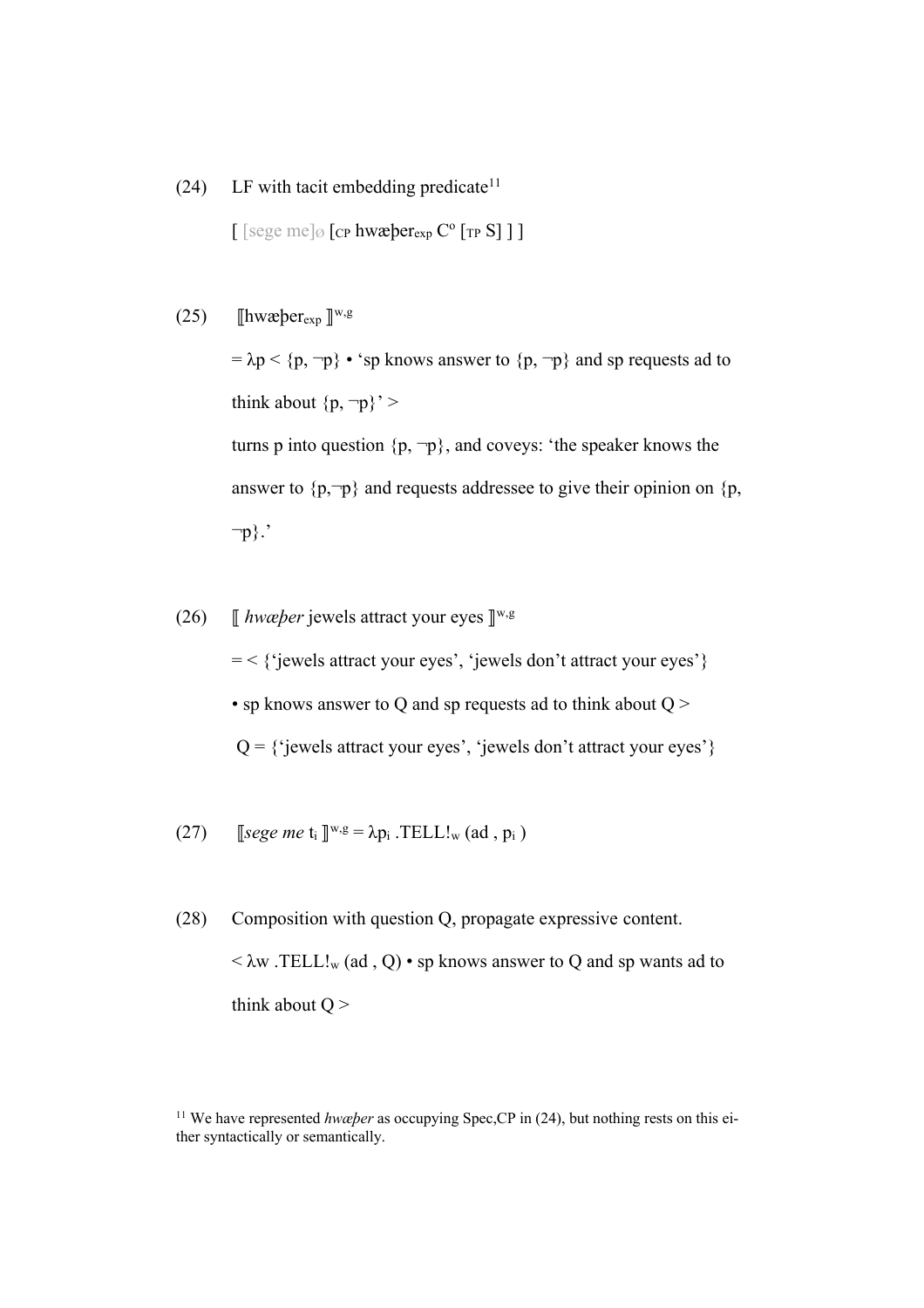(24) LF with tacit embedding predicate[11]

[ [sege me]$_{\emptyset}$ [$_{CP}$ hwæþer$_{exp}$ C$^{o}$ [$_{TP}$ S] ] ]

(25) ⟦hwæþer$_{exp}$ ⟧$^{w,g}$

= λp < {p, ¬p} • 'sp knows answer to {p, ¬p} and sp requests ad to think about {p, ¬p}' >

turns p into question {p, ¬p}, and coveys: 'the speaker knows the answer to {p,¬p} and requests addressee to give their opinion on {p, ¬p}.'

(26) ⟦ *hwæþer* jewels attract your eyes ⟧$^{w,g}$

= < {'jewels attract your eyes', 'jewels don't attract your eyes'}

• sp knows answer to Q and sp requests ad to think about Q >

Q = {'jewels attract your eyes', 'jewels don't attract your eyes'}

(27) ⟦*sege me* $t_i$ ⟧$^{w,g}$ = λ$p_i$ .TELL!$_w$ (ad , $p_i$ )

(28) Composition with question Q, propagate expressive content.

< λw .TELL!$_w$ (ad , Q) • sp knows answer to Q and sp wants ad to think about Q >

[11] We have represented *hwæþer* as occupying Spec,CP in (24), but nothing rests on this either syntactically or semantically.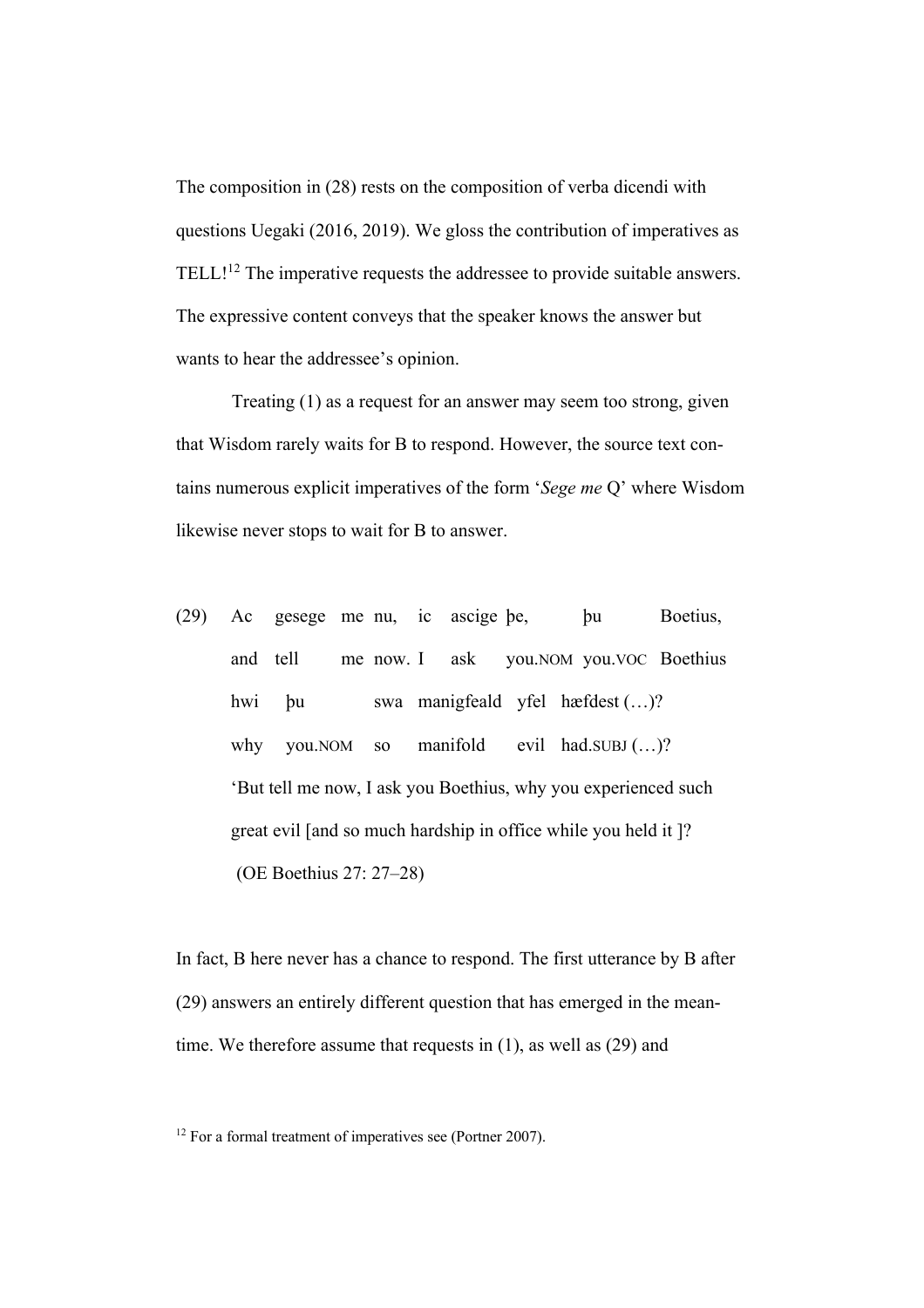The composition in (28) rests on the composition of verba dicendi with questions Uegaki (2016, 2019). We gloss the contribution of imperatives as TELL![12] The imperative requests the addressee to provide suitable answers. The expressive content conveys that the speaker knows the answer but wants to hear the addressee's opinion.

Treating (1) as a request for an answer may seem too strong, given that Wisdom rarely waits for B to respond. However, the source text contains numerous explicit imperatives of the form '*Sege me* Q' where Wisdom likewise never stops to wait for B to answer.

(29) Ac gesege me nu, ic ascige þe, þu Boetius,
 and tell me now. I ask you.NOM you.VOC Boethius
 hwi þu swa manigfeald yfel hæfdest (…)?
 why you.NOM so manifold evil had.SUBJ (…)?
 'But tell me now, I ask you Boethius, why you experienced such great evil [and so much hardship in office while you held it ]?
 (OE Boethius 27: 27–28)

In fact, B here never has a chance to respond. The first utterance by B after (29) answers an entirely different question that has emerged in the meantime. We therefore assume that requests in (1), as well as (29) and

[12] For a formal treatment of imperatives see (Portner 2007).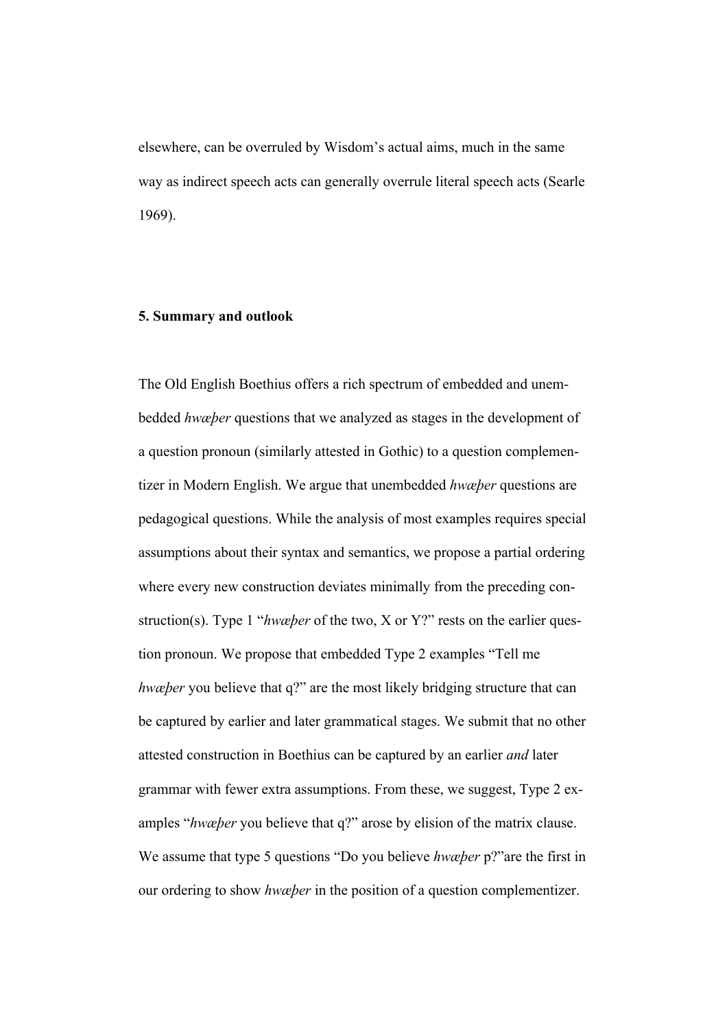elsewhere, can be overruled by Wisdom's actual aims, much in the same way as indirect speech acts can generally overrule literal speech acts (Searle 1969).

## 5. Summary and outlook

The Old English Boethius offers a rich spectrum of embedded and unembedded *hwæþer* questions that we analyzed as stages in the development of a question pronoun (similarly attested in Gothic) to a question complementizer in Modern English. We argue that unembedded *hwæþer* questions are pedagogical questions. While the analysis of most examples requires special assumptions about their syntax and semantics, we propose a partial ordering where every new construction deviates minimally from the preceding construction(s). Type 1 "*hwæþer* of the two, X or Y?" rests on the earlier question pronoun. We propose that embedded Type 2 examples "Tell me *hwæþer* you believe that q?" are the most likely bridging structure that can be captured by earlier and later grammatical stages. We submit that no other attested construction in Boethius can be captured by an earlier *and* later grammar with fewer extra assumptions. From these, we suggest, Type 2 examples "*hwæþer* you believe that q?" arose by elision of the matrix clause. We assume that type 5 questions "Do you believe *hwæþer* p?"are the first in our ordering to show *hwæþer* in the position of a question complementizer.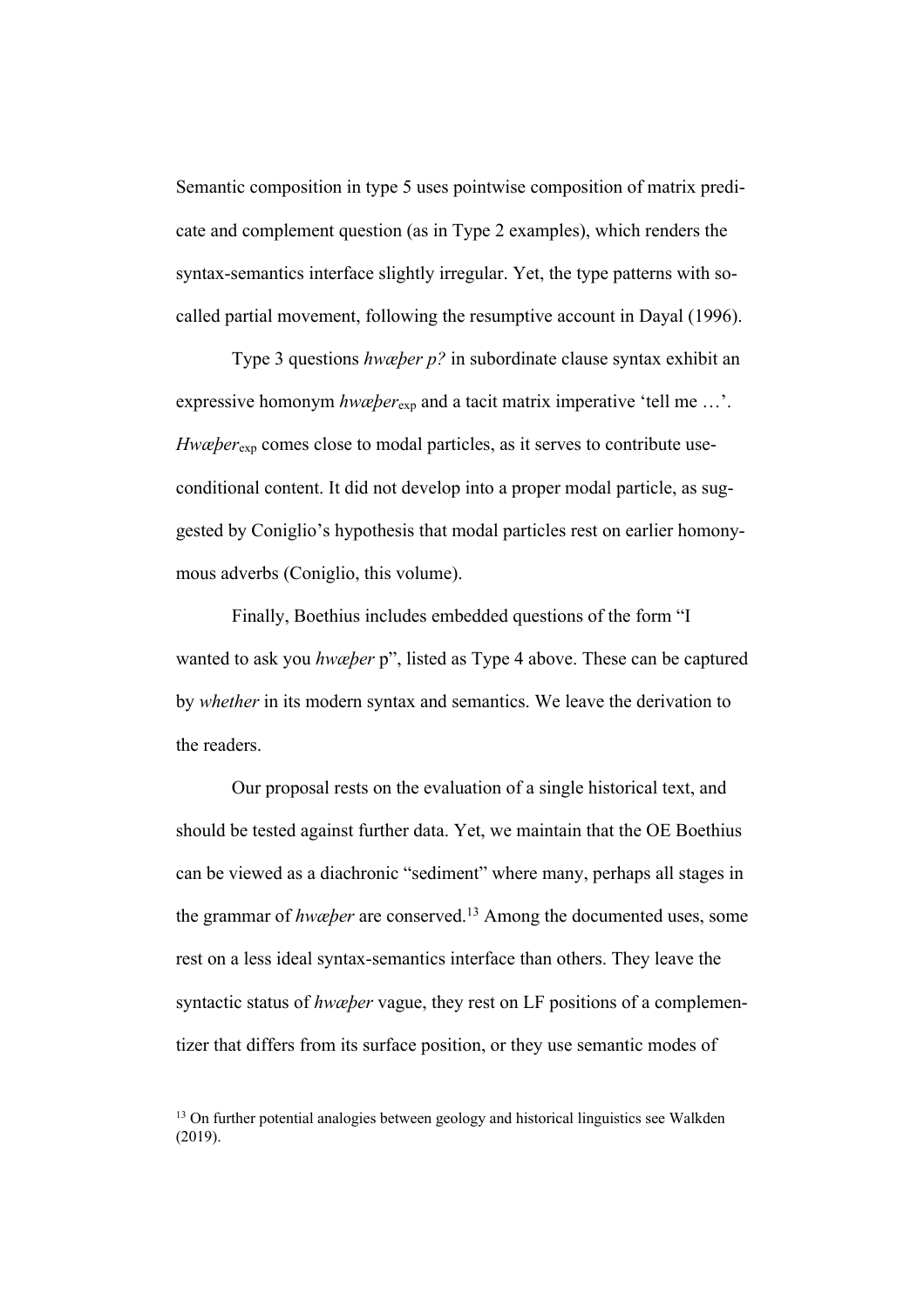Semantic composition in type 5 uses pointwise composition of matrix predicate and complement question (as in Type 2 examples), which renders the syntax-semantics interface slightly irregular. Yet, the type patterns with so-called partial movement, following the resumptive account in Dayal (1996).

Type 3 questions *hwæþer p?* in subordinate clause syntax exhibit an expressive homonym *hwæþer*$_{exp}$ and a tacit matrix imperative 'tell me …'. *Hwæþer*$_{exp}$ comes close to modal particles, as it serves to contribute use-conditional content. It did not develop into a proper modal particle, as suggested by Coniglio's hypothesis that modal particles rest on earlier homonymous adverbs (Coniglio, this volume).

Finally, Boethius includes embedded questions of the form "I wanted to ask you *hwæþer* p", listed as Type 4 above. These can be captured by *whether* in its modern syntax and semantics. We leave the derivation to the readers.

Our proposal rests on the evaluation of a single historical text, and should be tested against further data. Yet, we maintain that the OE Boethius can be viewed as a diachronic "sediment" where many, perhaps all stages in the grammar of *hwæþer* are conserved.[13] Among the documented uses, some rest on a less ideal syntax-semantics interface than others. They leave the syntactic status of *hwæþer* vague, they rest on LF positions of a complementizer that differs from its surface position, or they use semantic modes of

[13] On further potential analogies between geology and historical linguistics see Walkden (2019).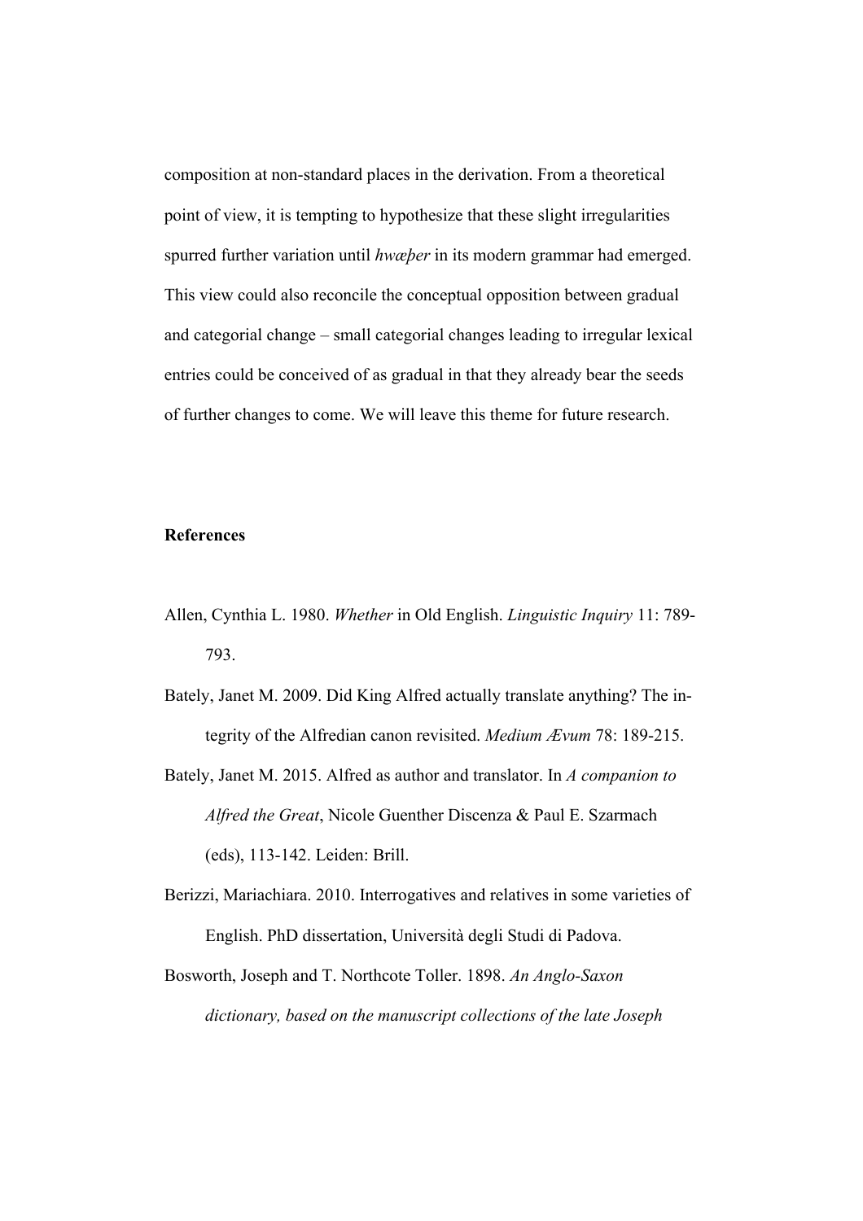composition at non-standard places in the derivation. From a theoretical point of view, it is tempting to hypothesize that these slight irregularities spurred further variation until *hwæþer* in its modern grammar had emerged. This view could also reconcile the conceptual opposition between gradual and categorial change – small categorial changes leading to irregular lexical entries could be conceived of as gradual in that they already bear the seeds of further changes to come. We will leave this theme for future research.

**References**

Allen, Cynthia L. 1980. *Whether* in Old English. *Linguistic Inquiry* 11: 789-793.

Bately, Janet M. 2009. Did King Alfred actually translate anything? The integrity of the Alfredian canon revisited. *Medium Ævum* 78: 189-215.

Bately, Janet M. 2015. Alfred as author and translator. In *A companion to Alfred the Great*, Nicole Guenther Discenza & Paul E. Szarmach (eds), 113-142. Leiden: Brill.

Berizzi, Mariachiara. 2010. Interrogatives and relatives in some varieties of English. PhD dissertation, Università degli Studi di Padova.

Bosworth, Joseph and T. Northcote Toller. 1898. *An Anglo-Saxon dictionary, based on the manuscript collections of the late Joseph*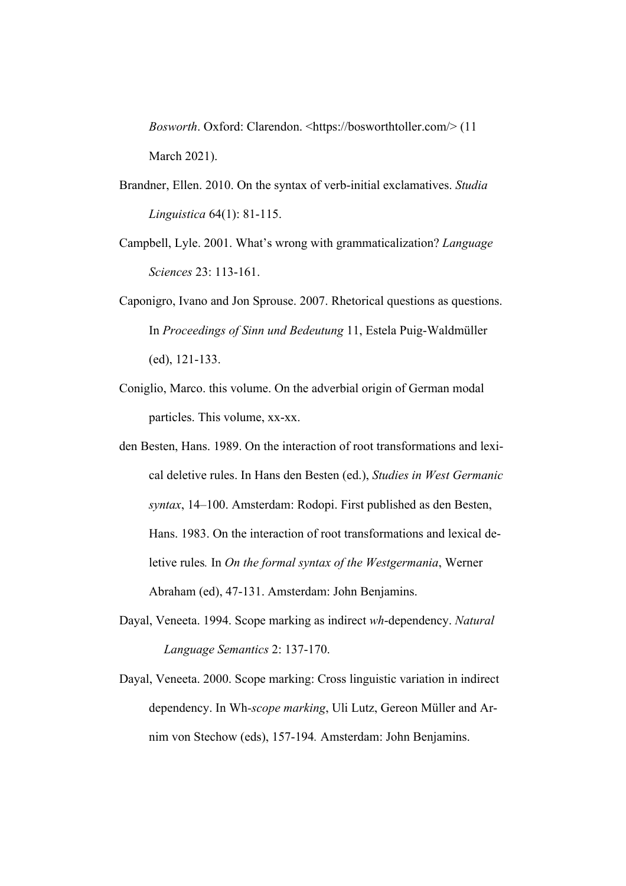*Bosworth*. Oxford: Clarendon. <https://bosworthtoller.com/> (11 March 2021).

Brandner, Ellen. 2010. On the syntax of verb-initial exclamatives. *Studia Linguistica* 64(1): 81-115.

Campbell, Lyle. 2001. What's wrong with grammaticalization? *Language Sciences* 23: 113-161.

Caponigro, Ivano and Jon Sprouse. 2007. Rhetorical questions as questions. In *Proceedings of Sinn und Bedeutung* 11, Estela Puig-Waldmüller (ed), 121-133.

Coniglio, Marco. this volume. On the adverbial origin of German modal particles. This volume, xx-xx.

den Besten, Hans. 1989. On the interaction of root transformations and lexical deletive rules. In Hans den Besten (ed.), *Studies in West Germanic syntax*, 14–100. Amsterdam: Rodopi. First published as den Besten, Hans. 1983. On the interaction of root transformations and lexical deletive rules*.* In *On the formal syntax of the Westgermania*, Werner Abraham (ed), 47-131. Amsterdam: John Benjamins.

Dayal, Veneeta. 1994. Scope marking as indirect *wh*-dependency. *Natural Language Semantics* 2: 137-170.

Dayal, Veneeta. 2000. Scope marking: Cross linguistic variation in indirect dependency. In Wh-*scope marking*, Uli Lutz, Gereon Müller and Arnim von Stechow (eds), 157-194*.* Amsterdam: John Benjamins.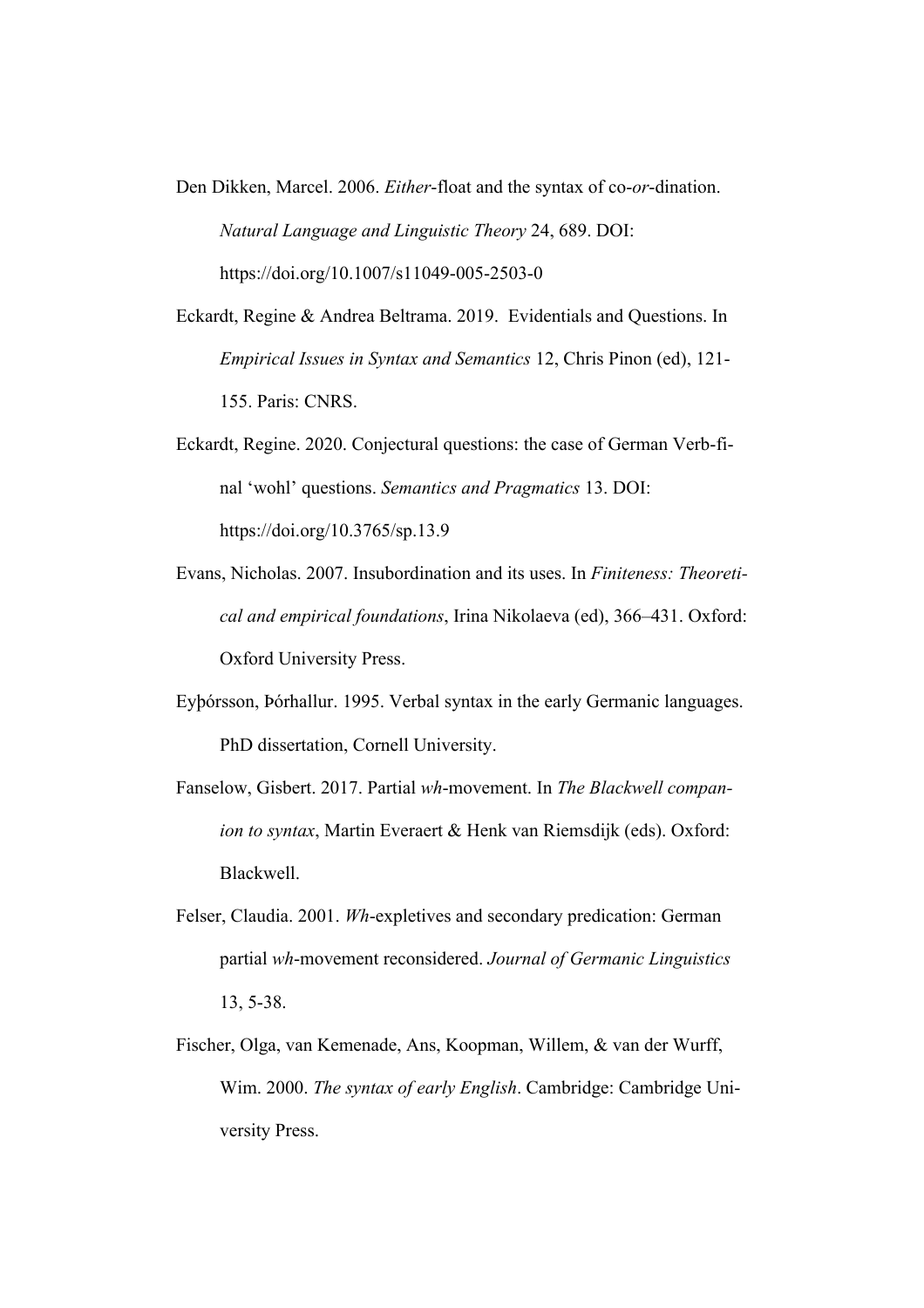Den Dikken, Marcel. 2006. *Either*-float and the syntax of co-*or*-dination. *Natural Language and Linguistic Theory* 24, 689. DOI: https://doi.org/10.1007/s11049-005-2503-0

Eckardt, Regine & Andrea Beltrama. 2019. Evidentials and Questions. In *Empirical Issues in Syntax and Semantics* 12, Chris Pinon (ed), 121-155. Paris: CNRS.

Eckardt, Regine. 2020. Conjectural questions: the case of German Verb-final 'wohl' questions. *Semantics and Pragmatics* 13. DOI: https://doi.org/10.3765/sp.13.9

Evans, Nicholas. 2007. Insubordination and its uses. In *Finiteness: Theoretical and empirical foundations*, Irina Nikolaeva (ed), 366–431. Oxford: Oxford University Press.

Eyþórsson, Þórhallur. 1995. Verbal syntax in the early Germanic languages. PhD dissertation, Cornell University.

Fanselow, Gisbert. 2017. Partial *wh*-movement. In *The Blackwell companion to syntax*, Martin Everaert & Henk van Riemsdijk (eds). Oxford: Blackwell.

Felser, Claudia. 2001. *Wh*-expletives and secondary predication: German partial *wh*-movement reconsidered. *Journal of Germanic Linguistics* 13, 5-38.

Fischer, Olga, van Kemenade, Ans, Koopman, Willem, & van der Wurff, Wim. 2000. *The syntax of early English*. Cambridge: Cambridge University Press.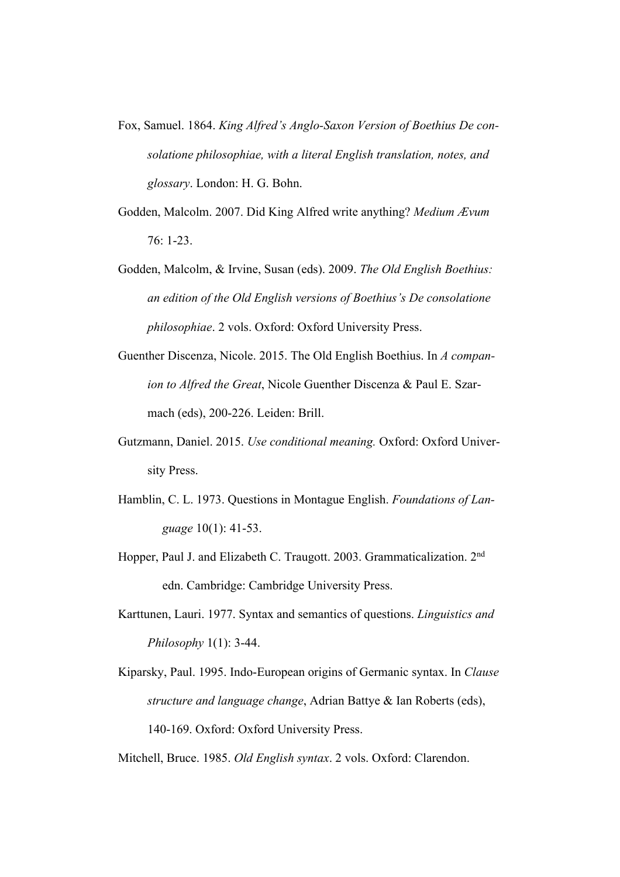Fox, Samuel. 1864. *King Alfred's Anglo-Saxon Version of Boethius De consolatione philosophiae, with a literal English translation, notes, and glossary*. London: H. G. Bohn.

Godden, Malcolm. 2007. Did King Alfred write anything? *Medium Ævum* 76: 1-23.

Godden, Malcolm, & Irvine, Susan (eds). 2009. *The Old English Boethius: an edition of the Old English versions of Boethius's De consolatione philosophiae*. 2 vols. Oxford: Oxford University Press.

Guenther Discenza, Nicole. 2015. The Old English Boethius. In *A companion to Alfred the Great*, Nicole Guenther Discenza & Paul E. Szarmach (eds), 200-226. Leiden: Brill.

Gutzmann, Daniel. 2015. *Use conditional meaning.* Oxford: Oxford University Press.

Hamblin, C. L. 1973. Questions in Montague English. *Foundations of Language* 10(1): 41-53.

Hopper, Paul J. and Elizabeth C. Traugott. 2003. Grammaticalization. 2nd edn. Cambridge: Cambridge University Press.

Karttunen, Lauri. 1977. Syntax and semantics of questions. *Linguistics and Philosophy* 1(1): 3-44.

Kiparsky, Paul. 1995. Indo-European origins of Germanic syntax. In *Clause structure and language change*, Adrian Battye & Ian Roberts (eds), 140-169. Oxford: Oxford University Press.

Mitchell, Bruce. 1985. *Old English syntax*. 2 vols. Oxford: Clarendon.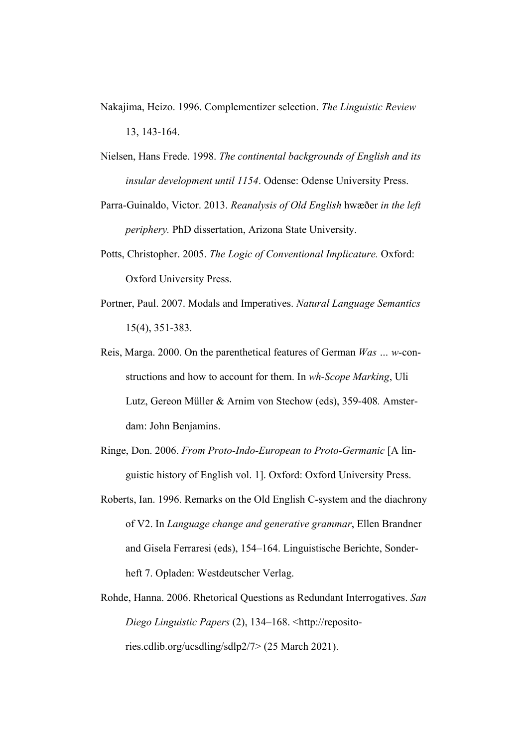Nakajima, Heizo. 1996. Complementizer selection. *The Linguistic Review* 13, 143-164.

Nielsen, Hans Frede. 1998. *The continental backgrounds of English and its insular development until 1154*. Odense: Odense University Press.

Parra-Guinaldo, Victor. 2013. *Reanalysis of Old English* hwæðer *in the left periphery.* PhD dissertation, Arizona State University.

Potts, Christopher. 2005. *The Logic of Conventional Implicature.* Oxford: Oxford University Press.

Portner, Paul. 2007. Modals and Imperatives. *Natural Language Semantics* 15(4), 351-383.

Reis, Marga. 2000. On the parenthetical features of German *Was … w*-constructions and how to account for them. In *wh-Scope Marking*, Uli Lutz, Gereon Müller & Arnim von Stechow (eds), 359-408*.* Amsterdam: John Benjamins.

Ringe, Don. 2006. *From Proto-Indo-European to Proto-Germanic* [A linguistic history of English vol. 1]. Oxford: Oxford University Press.

Roberts, Ian. 1996. Remarks on the Old English C-system and the diachrony of V2. In *Language change and generative grammar*, Ellen Brandner and Gisela Ferraresi (eds), 154–164. Linguistische Berichte, Sonderheft 7. Opladen: Westdeutscher Verlag.

Rohde, Hanna. 2006. Rhetorical Questions as Redundant Interrogatives. *San Diego Linguistic Papers* (2), 134–168. <http://repositories.cdlib.org/ucsdling/sdlp2/7> (25 March 2021).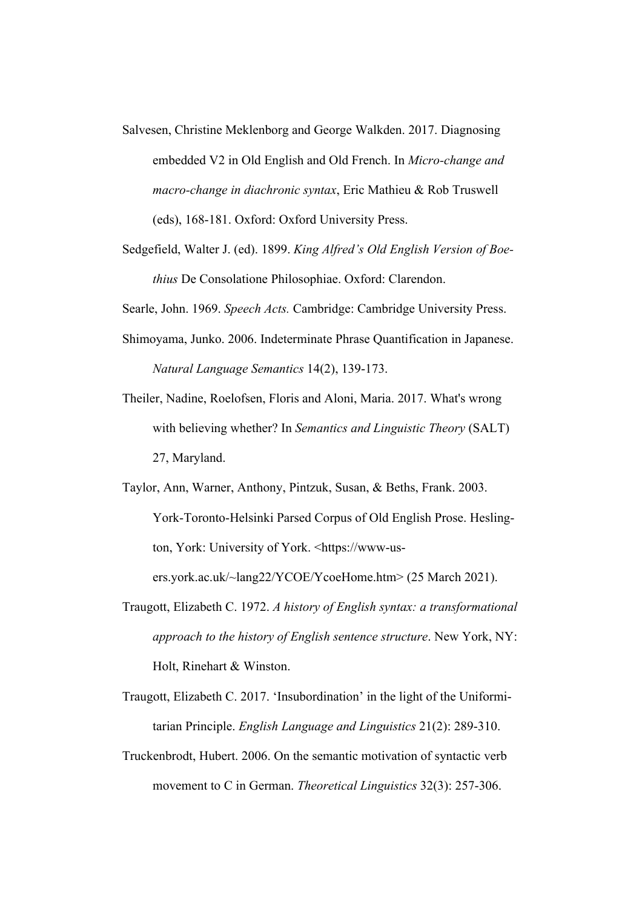Salvesen, Christine Meklenborg and George Walkden. 2017. Diagnosing embedded V2 in Old English and Old French. In *Micro-change and macro-change in diachronic syntax*, Eric Mathieu & Rob Truswell (eds), 168-181. Oxford: Oxford University Press.

Sedgefield, Walter J. (ed). 1899. *King Alfred's Old English Version of Boethius* De Consolatione Philosophiae. Oxford: Clarendon.

Searle, John. 1969. *Speech Acts.* Cambridge: Cambridge University Press.

Shimoyama, Junko. 2006. Indeterminate Phrase Quantification in Japanese. *Natural Language Semantics* 14(2), 139-173.

Theiler, Nadine, Roelofsen, Floris and Aloni, Maria. 2017. What's wrong with believing whether? In *Semantics and Linguistic Theory* (SALT) 27, Maryland.

Taylor, Ann, Warner, Anthony, Pintzuk, Susan, & Beths, Frank. 2003. York-Toronto-Helsinki Parsed Corpus of Old English Prose. Heslington, York: University of York. <https://www-users.york.ac.uk/~lang22/YCOE/YcoeHome.htm> (25 March 2021).

Traugott, Elizabeth C. 1972. *A history of English syntax: a transformational approach to the history of English sentence structure*. New York, NY: Holt, Rinehart & Winston.

Traugott, Elizabeth C. 2017. 'Insubordination' in the light of the Uniformitarian Principle. *English Language and Linguistics* 21(2): 289-310.

Truckenbrodt, Hubert. 2006. On the semantic motivation of syntactic verb movement to C in German. *Theoretical Linguistics* 32(3): 257-306.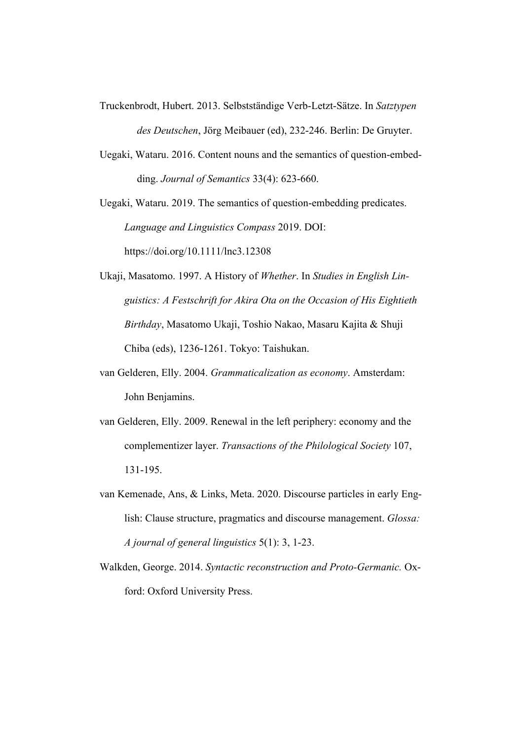Truckenbrodt, Hubert. 2013. Selbstständige Verb-Letzt-Sätze. In *Satztypen des Deutschen*, Jörg Meibauer (ed), 232-246. Berlin: De Gruyter.

Uegaki, Wataru. 2016. Content nouns and the semantics of question-embedding. *Journal of Semantics* 33(4): 623-660.

Uegaki, Wataru. 2019. The semantics of question-embedding predicates. *Language and Linguistics Compass* 2019. DOI: https://doi.org/10.1111/lnc3.12308

Ukaji, Masatomo. 1997. A History of *Whether*. In *Studies in English Linguistics: A Festschrift for Akira Ota on the Occasion of His Eightieth Birthday*, Masatomo Ukaji, Toshio Nakao, Masaru Kajita & Shuji Chiba (eds), 1236-1261. Tokyo: Taishukan.

van Gelderen, Elly. 2004. *Grammaticalization as economy*. Amsterdam: John Benjamins.

van Gelderen, Elly. 2009. Renewal in the left periphery: economy and the complementizer layer. *Transactions of the Philological Society* 107, 131-195.

van Kemenade, Ans, & Links, Meta. 2020. Discourse particles in early English: Clause structure, pragmatics and discourse management. *Glossa: A journal of general linguistics* 5(1): 3, 1-23.

Walkden, George. 2014. *Syntactic reconstruction and Proto-Germanic.* Oxford: Oxford University Press.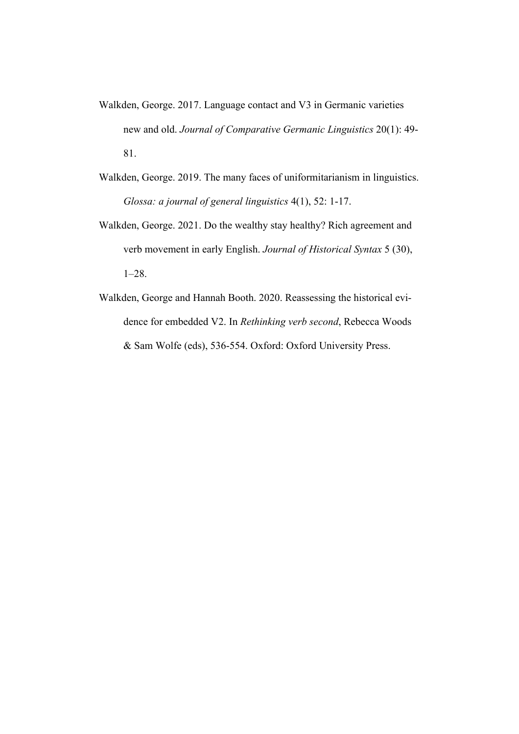Walkden, George. 2017. Language contact and V3 in Germanic varieties new and old. *Journal of Comparative Germanic Linguistics* 20(1): 49-81.

Walkden, George. 2019. The many faces of uniformitarianism in linguistics. *Glossa: a journal of general linguistics* 4(1), 52: 1-17.

Walkden, George. 2021. Do the wealthy stay healthy? Rich agreement and verb movement in early English. *Journal of Historical Syntax* 5 (30), 1–28.

Walkden, George and Hannah Booth. 2020. Reassessing the historical evidence for embedded V2. In *Rethinking verb second*, Rebecca Woods & Sam Wolfe (eds), 536-554. Oxford: Oxford University Press.